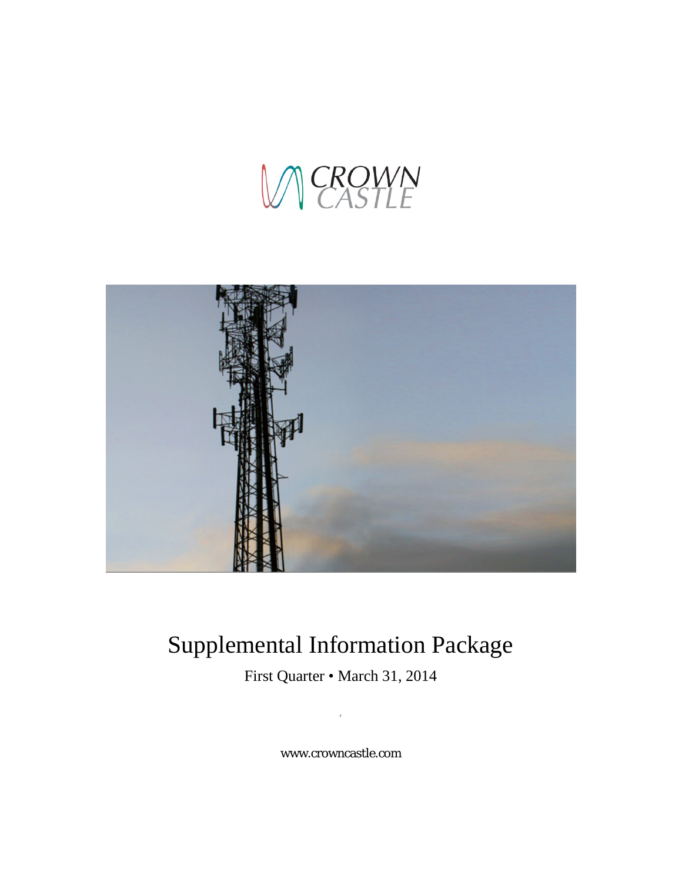CROWN CASTLE

# Supplemental Information Package

First Quarter • March 31, 2014

www.crowncastle.com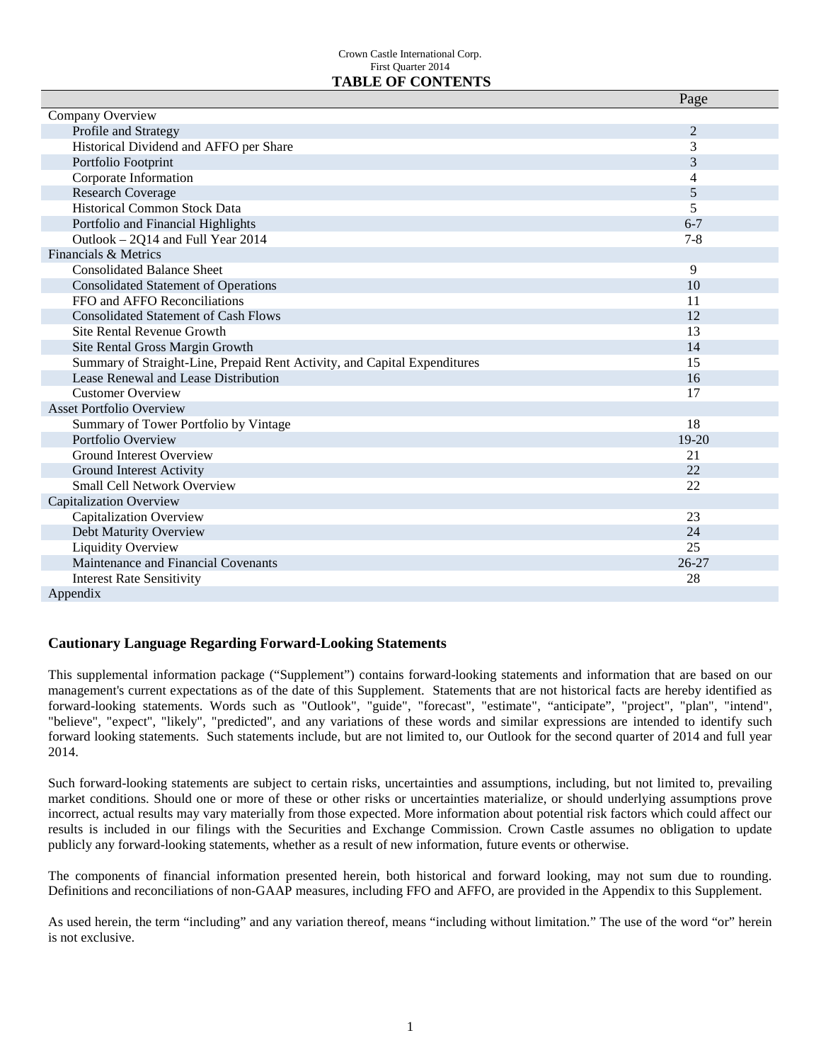Crown Castle International Corp.
First Quarter 2014

# TABLE OF CONTENTS

| | Page |
|---|---|
| **Company Overview** | |
| Profile and Strategy | 2 |
| Historical Dividend and AFFO per Share | 3 |
| Portfolio Footprint | 3 |
| Corporate Information | 4 |
| Research Coverage | 5 |
| Historical Common Stock Data | 5 |
| Portfolio and Financial Highlights | 6-7 |
| Outlook – 2Q14 and Full Year 2014 | 7-8 |
| **Financials & Metrics** | |
| Consolidated Balance Sheet | 9 |
| Consolidated Statement of Operations | 10 |
| FFO and AFFO Reconciliations | 11 |
| Consolidated Statement of Cash Flows | 12 |
| Site Rental Revenue Growth | 13 |
| Site Rental Gross Margin Growth | 14 |
| Summary of Straight-Line, Prepaid Rent Activity, and Capital Expenditures | 15 |
| Lease Renewal and Lease Distribution | 16 |
| Customer Overview | 17 |
| **Asset Portfolio Overview** | |
| Summary of Tower Portfolio by Vintage | 18 |
| Portfolio Overview | 19-20 |
| Ground Interest Overview | 21 |
| Ground Interest Activity | 22 |
| Small Cell Network Overview | 22 |
| **Capitalization Overview** | |
| Capitalization Overview | 23 |
| Debt Maturity Overview | 24 |
| Liquidity Overview | 25 |
| Maintenance and Financial Covenants | 26-27 |
| Interest Rate Sensitivity | 28 |
| **Appendix** | |

## Cautionary Language Regarding Forward-Looking Statements

This supplemental information package ("Supplement") contains forward-looking statements and information that are based on our management's current expectations as of the date of this Supplement. Statements that are not historical facts are hereby identified as forward-looking statements. Words such as "Outlook", "guide", "forecast", "estimate", "anticipate", "project", "plan", "intend", "believe", "expect", "likely", "predicted", and any variations of these words and similar expressions are intended to identify such forward looking statements. Such statements include, but are not limited to, our Outlook for the second quarter of 2014 and full year 2014.

Such forward-looking statements are subject to certain risks, uncertainties and assumptions, including, but not limited to, prevailing market conditions. Should one or more of these or other risks or uncertainties materialize, or should underlying assumptions prove incorrect, actual results may vary materially from those expected. More information about potential risk factors which could affect our results is included in our filings with the Securities and Exchange Commission. Crown Castle assumes no obligation to update publicly any forward-looking statements, whether as a result of new information, future events or otherwise.

The components of financial information presented herein, both historical and forward looking, may not sum due to rounding. Definitions and reconciliations of non-GAAP measures, including FFO and AFFO, are provided in the Appendix to this Supplement.

As used herein, the term "including" and any variation thereof, means "including without limitation." The use of the word "or" herein is not exclusive.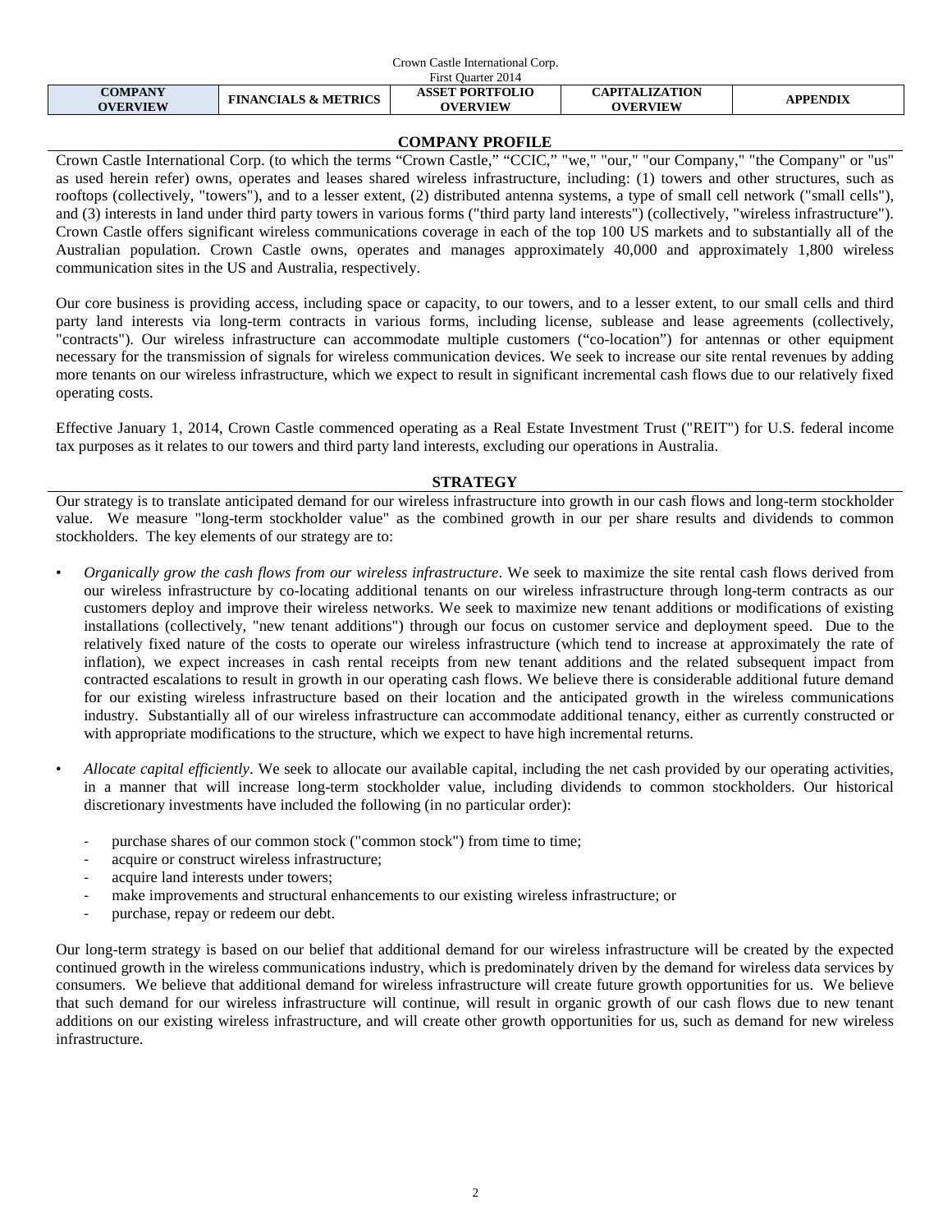## COMPANY PROFILE

Crown Castle International Corp. (to which the terms "Crown Castle," "CCIC," "we," "our," "our Company," "the Company" or "us" as used herein refer) owns, operates and leases shared wireless infrastructure, including: (1) towers and other structures, such as rooftops (collectively, "towers"), and to a lesser extent, (2) distributed antenna systems, a type of small cell network ("small cells"), and (3) interests in land under third party towers in various forms ("third party land interests") (collectively, "wireless infrastructure"). Crown Castle offers significant wireless communications coverage in each of the top 100 US markets and to substantially all of the Australian population. Crown Castle owns, operates and manages approximately 40,000 and approximately 1,800 wireless communication sites in the US and Australia, respectively.

Our core business is providing access, including space or capacity, to our towers, and to a lesser extent, to our small cells and third party land interests via long-term contracts in various forms, including license, sublease and lease agreements (collectively, "contracts"). Our wireless infrastructure can accommodate multiple customers ("co-location") for antennas or other equipment necessary for the transmission of signals for wireless communication devices. We seek to increase our site rental revenues by adding more tenants on our wireless infrastructure, which we expect to result in significant incremental cash flows due to our relatively fixed operating costs.

Effective January 1, 2014, Crown Castle commenced operating as a Real Estate Investment Trust ("REIT") for U.S. federal income tax purposes as it relates to our towers and third party land interests, excluding our operations in Australia.

## STRATEGY

Our strategy is to translate anticipated demand for our wireless infrastructure into growth in our cash flows and long-term stockholder value. We measure "long-term stockholder value" as the combined growth in our per share results and dividends to common stockholders. The key elements of our strategy are to:

- *Organically grow the cash flows from our wireless infrastructure*. We seek to maximize the site rental cash flows derived from our wireless infrastructure by co-locating additional tenants on our wireless infrastructure through long-term contracts as our customers deploy and improve their wireless networks. We seek to maximize new tenant additions or modifications of existing installations (collectively, "new tenant additions") through our focus on customer service and deployment speed. Due to the relatively fixed nature of the costs to operate our wireless infrastructure (which tend to increase at approximately the rate of inflation), we expect increases in cash rental receipts from new tenant additions and the related subsequent impact from contracted escalations to result in growth in our operating cash flows. We believe there is considerable additional future demand for our existing wireless infrastructure based on their location and the anticipated growth in the wireless communications industry. Substantially all of our wireless infrastructure can accommodate additional tenancy, either as currently constructed or with appropriate modifications to the structure, which we expect to have high incremental returns.

- *Allocate capital efficiently*. We seek to allocate our available capital, including the net cash provided by our operating activities, in a manner that will increase long-term stockholder value, including dividends to common stockholders. Our historical discretionary investments have included the following (in no particular order):

  - purchase shares of our common stock ("common stock") from time to time;
  - acquire or construct wireless infrastructure;
  - acquire land interests under towers;
  - make improvements and structural enhancements to our existing wireless infrastructure; or
  - purchase, repay or redeem our debt.

Our long-term strategy is based on our belief that additional demand for our wireless infrastructure will be created by the expected continued growth in the wireless communications industry, which is predominately driven by the demand for wireless data services by consumers. We believe that additional demand for wireless infrastructure will create future growth opportunities for us. We believe that such demand for our wireless infrastructure will continue, will result in organic growth of our cash flows due to new tenant additions on our existing wireless infrastructure, and will create other growth opportunities for us, such as demand for new wireless infrastructure.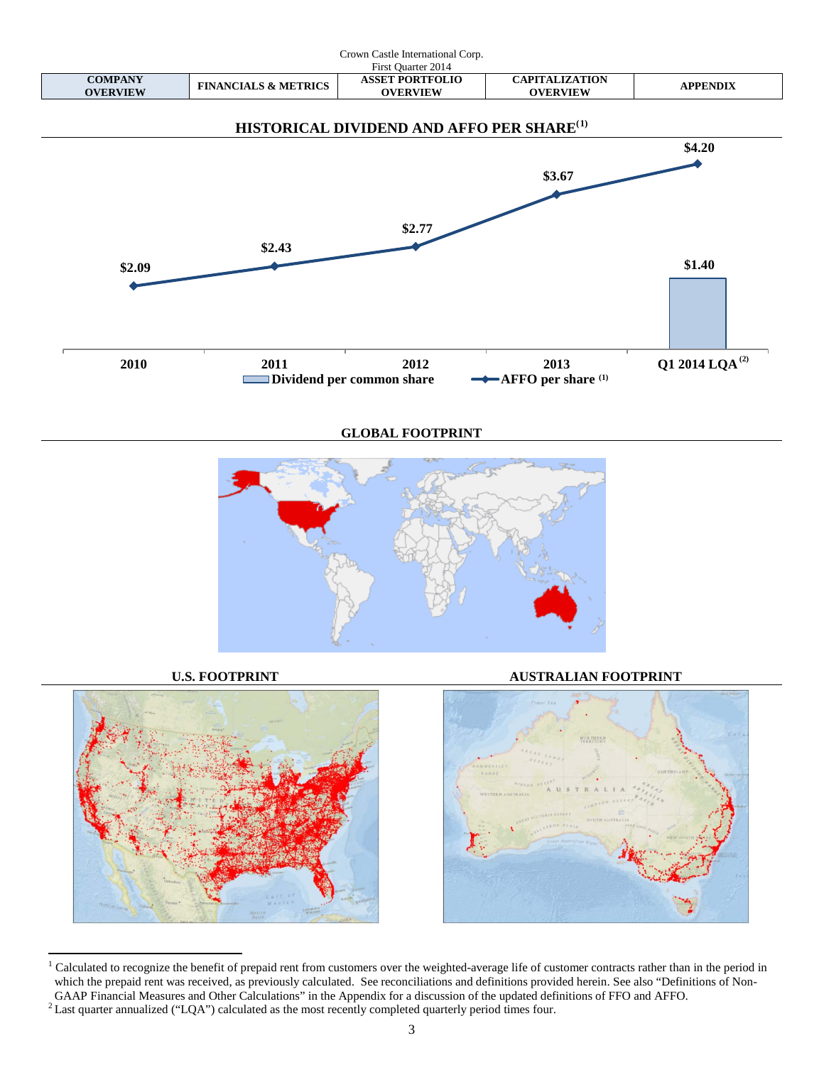## HISTORICAL DIVIDEND AND AFFO PER SHARE[1]

| | 2010 | 2011 | 2012 | 2013 | Q1 2014 LQA [2] |
|---|---|---|---|---|---|
| Dividend per common share | | | | | $1.40 |
| AFFO per share [1] | $2.09 | $2.43 | $2.77 | $3.67 | $4.20 |

## GLOBAL FOOTPRINT

## U.S. FOOTPRINT

## AUSTRALIAN FOOTPRINT

---

[1] Calculated to recognize the benefit of prepaid rent from customers over the weighted-average life of customer contracts rather than in the period in which the prepaid rent was received, as previously calculated. See reconciliations and definitions provided herein. See also "Definitions of Non-GAAP Financial Measures and Other Calculations" in the Appendix for a discussion of the updated definitions of FFO and AFFO.

[2] Last quarter annualized ("LQA") calculated as the most recently completed quarterly period times four.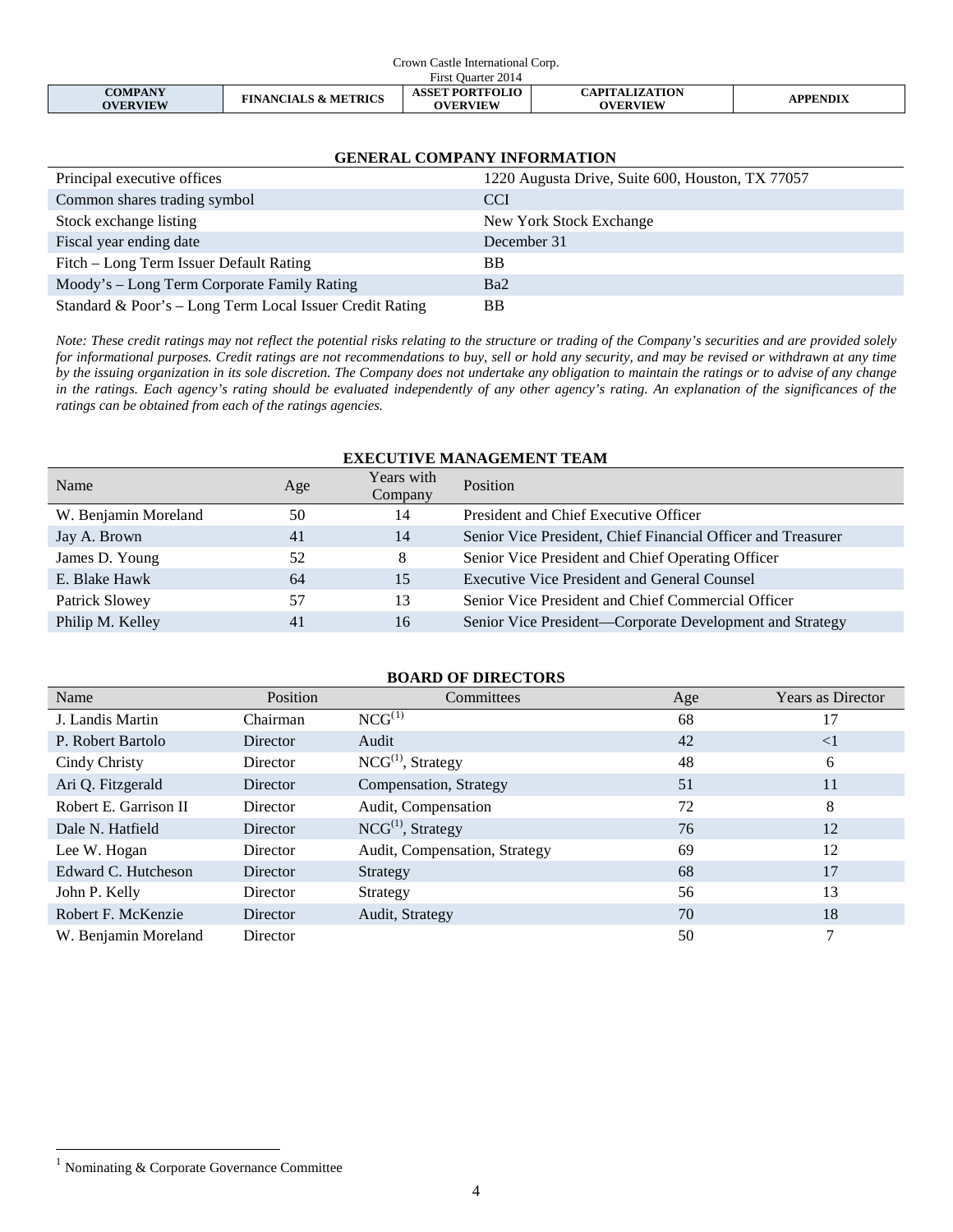## GENERAL COMPANY INFORMATION

| | |
|---|---|
| Principal executive offices | 1220 Augusta Drive, Suite 600, Houston, TX 77057 |
| Common shares trading symbol | CCI |
| Stock exchange listing | New York Stock Exchange |
| Fiscal year ending date | December 31 |
| Fitch – Long Term Issuer Default Rating | BB |
| Moody's – Long Term Corporate Family Rating | Ba2 |
| Standard & Poor's – Long Term Local Issuer Credit Rating | BB |

*Note: These credit ratings may not reflect the potential risks relating to the structure or trading of the Company's securities and are provided solely for informational purposes. Credit ratings are not recommendations to buy, sell or hold any security, and may be revised or withdrawn at any time by the issuing organization in its sole discretion. The Company does not undertake any obligation to maintain the ratings or to advise of any change in the ratings. Each agency's rating should be evaluated independently of any other agency's rating. An explanation of the significances of the ratings can be obtained from each of the ratings agencies.*

## EXECUTIVE MANAGEMENT TEAM

| Name | Age | Years with Company | Position |
|---|---|---|---|
| W. Benjamin Moreland | 50 | 14 | President and Chief Executive Officer |
| Jay A. Brown | 41 | 14 | Senior Vice President, Chief Financial Officer and Treasurer |
| James D. Young | 52 | 8 | Senior Vice President and Chief Operating Officer |
| E. Blake Hawk | 64 | 15 | Executive Vice President and General Counsel |
| Patrick Slowey | 57 | 13 | Senior Vice President and Chief Commercial Officer |
| Philip M. Kelley | 41 | 16 | Senior Vice President—Corporate Development and Strategy |

## BOARD OF DIRECTORS

| Name | Position | Committees | Age | Years as Director |
|---|---|---|---|---|
| J. Landis Martin | Chairman | NCG[1] | 68 | 17 |
| P. Robert Bartolo | Director | Audit | 42 | <1 |
| Cindy Christy | Director | NCG[1], Strategy | 48 | 6 |
| Ari Q. Fitzgerald | Director | Compensation, Strategy | 51 | 11 |
| Robert E. Garrison II | Director | Audit, Compensation | 72 | 8 |
| Dale N. Hatfield | Director | NCG[1], Strategy | 76 | 12 |
| Lee W. Hogan | Director | Audit, Compensation, Strategy | 69 | 12 |
| Edward C. Hutcheson | Director | Strategy | 68 | 17 |
| John P. Kelly | Director | Strategy | 56 | 13 |
| Robert F. McKenzie | Director | Audit, Strategy | 70 | 18 |
| W. Benjamin Moreland | Director | | 50 | 7 |

[1] Nominating & Corporate Governance Committee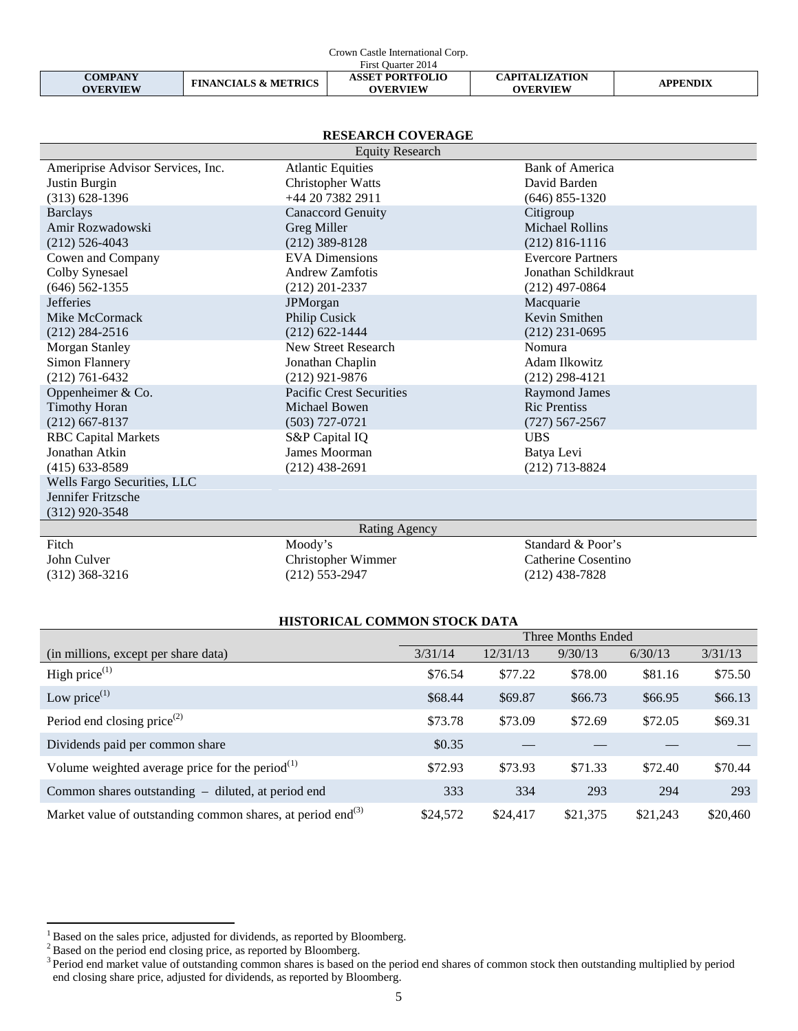## RESEARCH COVERAGE

| Equity Research | | |
|---|---|---|
| Ameriprise Advisor Services, Inc.<br>Justin Burgin<br>(313) 628-1396 | Atlantic Equities<br>Christopher Watts<br>+44 20 7382 2911 | Bank of America<br>David Barden<br>(646) 855-1320 |
| Barclays<br>Amir Rozwadowski<br>(212) 526-4043 | Canaccord Genuity<br>Greg Miller<br>(212) 389-8128 | Citigroup<br>Michael Rollins<br>(212) 816-1116 |
| Cowen and Company<br>Colby Synesael<br>(646) 562-1355 | EVA Dimensions<br>Andrew Zamfotis<br>(212) 201-2337 | Evercore Partners<br>Jonathan Schildkraut<br>(212) 497-0864 |
| Jefferies<br>Mike McCormack<br>(212) 284-2516 | JPMorgan<br>Philip Cusick<br>(212) 622-1444 | Macquarie<br>Kevin Smithen<br>(212) 231-0695 |
| Morgan Stanley<br>Simon Flannery<br>(212) 761-6432 | New Street Research<br>Jonathan Chaplin<br>(212) 921-9876 | Nomura<br>Adam Ilkowitz<br>(212) 298-4121 |
| Oppenheimer & Co.<br>Timothy Horan<br>(212) 667-8137 | Pacific Crest Securities<br>Michael Bowen<br>(503) 727-0721 | Raymond James<br>Ric Prentiss<br>(727) 567-2567 |
| RBC Capital Markets<br>Jonathan Atkin<br>(415) 633-8589 | S&P Capital IQ<br>James Moorman<br>(212) 438-2691 | UBS<br>Batya Levi<br>(212) 713-8824 |
| Wells Fargo Securities, LLC<br>Jennifer Fritzsche<br>(312) 920-3548 | | |

| Rating Agency | | |
|---|---|---|
| Fitch<br>John Culver<br>(312) 368-3216 | Moody's<br>Christopher Wimmer<br>(212) 553-2947 | Standard & Poor's<br>Catherine Cosentino<br>(212) 438-7828 |

## HISTORICAL COMMON STOCK DATA

| | Three Months Ended | | | | |
|---|---|---|---|---|---|
| (in millions, except per share data) | 3/31/14 | 12/31/13 | 9/30/13 | 6/30/13 | 3/31/13 |
| High price[1] | $76.54 | $77.22 | $78.00 | $81.16 | $75.50 |
| Low price[1] | $68.44 | $69.87 | $66.73 | $66.95 | $66.13 |
| Period end closing price[2] | $73.78 | $73.09 | $72.69 | $72.05 | $69.31 |
| Dividends paid per common share | $0.35 | — | — | — | — |
| Volume weighted average price for the period[1] | $72.93 | $73.93 | $71.33 | $72.40 | $70.44 |
| Common shares outstanding – diluted, at period end | 333 | 334 | 293 | 294 | 293 |
| Market value of outstanding common shares, at period end[3] | $24,572 | $24,417 | $21,375 | $21,243 | $20,460 |

[1] Based on the sales price, adjusted for dividends, as reported by Bloomberg.
[2] Based on the period end closing price, as reported by Bloomberg.
[3] Period end market value of outstanding common shares is based on the period end shares of common stock then outstanding multiplied by period end closing share price, adjusted for dividends, as reported by Bloomberg.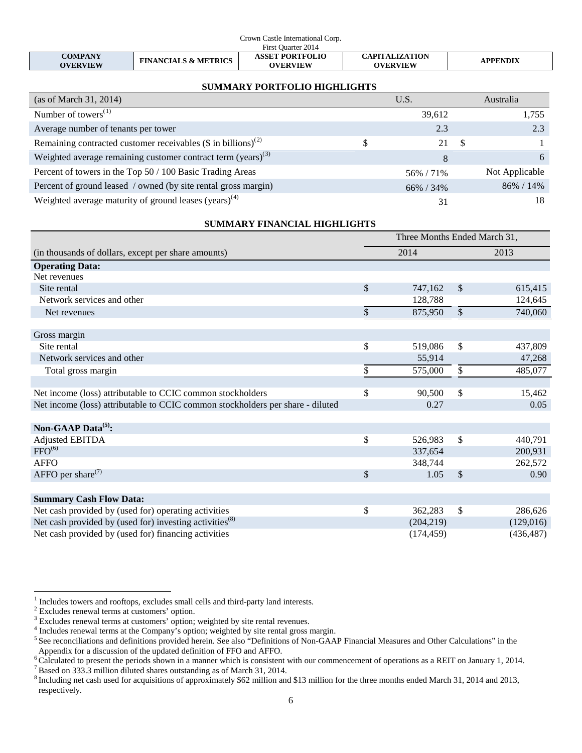## SUMMARY PORTFOLIO HIGHLIGHTS

| (as of March 31, 2014) | U.S. | Australia |
|---|---|---|
| Number of towers[(1)] | 39,612 | 1,755 |
| Average number of tenants per tower | 2.3 | 2.3 |
| Remaining contracted customer receivables ($ in billions)[(2)] | $ 21 | $ 1 |
| Weighted average remaining customer contract term (years)[(3)] | 8 | 6 |
| Percent of towers in the Top 50 / 100 Basic Trading Areas | 56% / 71% | Not Applicable |
| Percent of ground leased / owned (by site rental gross margin) | 66% / 34% | 86% / 14% |
| Weighted average maturity of ground leases (years)[(4)] | 31 | 18 |

## SUMMARY FINANCIAL HIGHLIGHTS

| | Three Months Ended March 31, | |
|---|---|---|
| (in thousands of dollars, except per share amounts) | 2014 | 2013 |
| **Operating Data:** | | |
| Net revenues | | |
| Site rental | $ 747,162 | $ 615,415 |
| Network services and other | 128,788 | 124,645 |
| Net revenues | $ 875,950 | $ 740,060 |
| | | |
| Gross margin | | |
| Site rental | $ 519,086 | $ 437,809 |
| Network services and other | 55,914 | 47,268 |
| Total gross margin | $ 575,000 | $ 485,077 |
| | | |
| Net income (loss) attributable to CCIC common stockholders | $ 90,500 | $ 15,462 |
| Net income (loss) attributable to CCIC common stockholders per share - diluted | 0.27 | 0.05 |
| | | |
| **Non-GAAP Data[(5)]:** | | |
| Adjusted EBITDA | $ 526,983 | $ 440,791 |
| FFO[(6)] | 337,654 | 200,931 |
| AFFO | 348,744 | 262,572 |
| AFFO per share[(7)] | $ 1.05 | $ 0.90 |
| | | |
| **Summary Cash Flow Data:** | | |
| Net cash provided by (used for) operating activities | $ 362,283 | $ 286,626 |
| Net cash provided by (used for) investing activities[(8)] | (204,219) | (129,016) |
| Net cash provided by (used for) financing activities | (174,459) | (436,487) |

[1] Includes towers and rooftops, excludes small cells and third-party land interests.
[2] Excludes renewal terms at customers' option.
[3] Excludes renewal terms at customers' option; weighted by site rental revenues.
[4] Includes renewal terms at the Company's option; weighted by site rental gross margin.
[5] See reconciliations and definitions provided herein. See also "Definitions of Non-GAAP Financial Measures and Other Calculations" in the Appendix for a discussion of the updated definition of FFO and AFFO.
[6] Calculated to present the periods shown in a manner which is consistent with our commencement of operations as a REIT on January 1, 2014.
[7] Based on 333.3 million diluted shares outstanding as of March 31, 2014.
[8] Including net cash used for acquisitions of approximately $62 million and $13 million for the three months ended March 31, 2014 and 2013, respectively.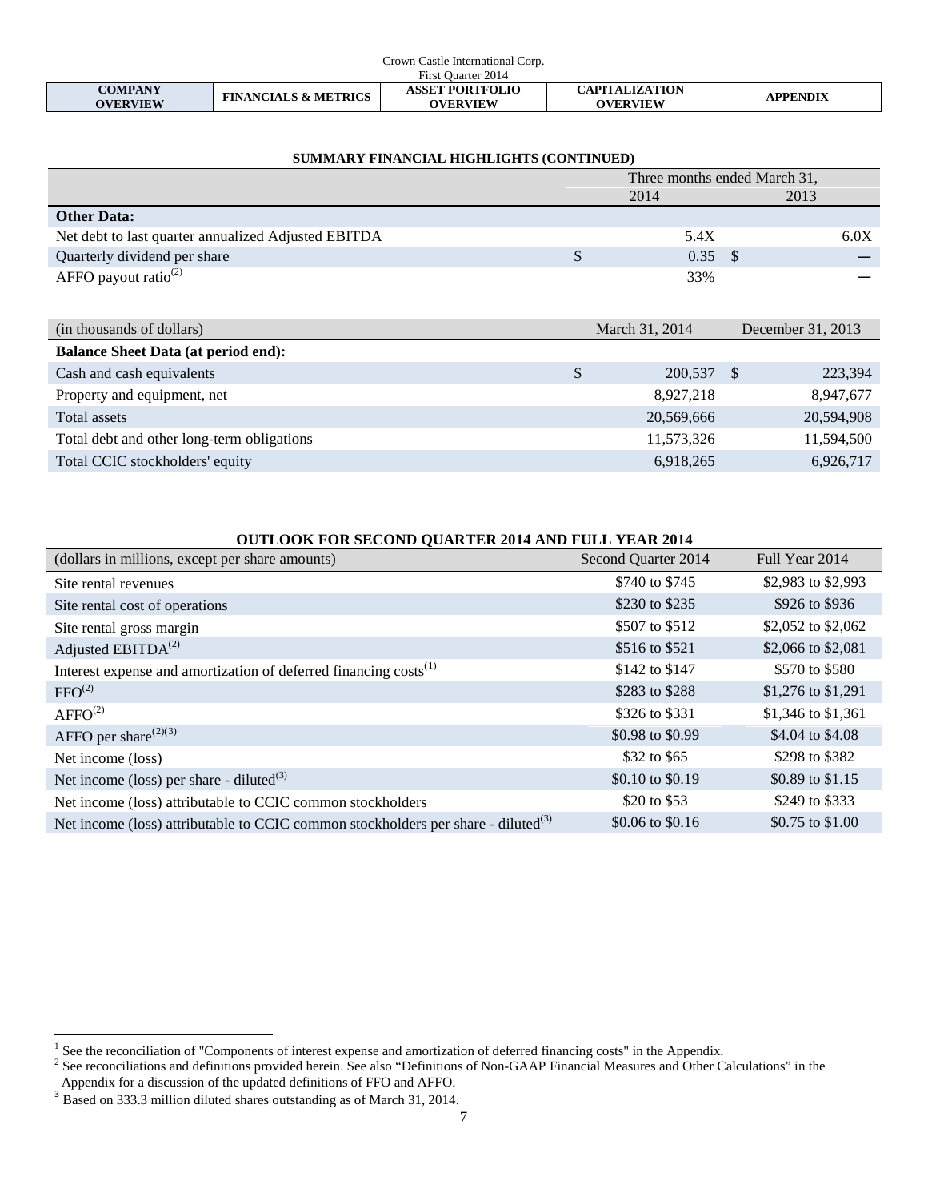## SUMMARY FINANCIAL HIGHLIGHTS (CONTINUED)

| | Three months ended March 31, | |
|---|---|---|
| | 2014 | 2013 |
| **Other Data:** | | |
| Net debt to last quarter annualized Adjusted EBITDA | 5.4X | 6.0X |
| Quarterly dividend per share | $ 0.35 | $ — |
| AFFO payout ratio[(2)] | 33% | — |

| (in thousands of dollars) | March 31, 2014 | December 31, 2013 |
|---|---|---|
| **Balance Sheet Data (at period end):** | | |
| Cash and cash equivalents | $ 200,537 | $ 223,394 |
| Property and equipment, net | 8,927,218 | 8,947,677 |
| Total assets | 20,569,666 | 20,594,908 |
| Total debt and other long-term obligations | 11,573,326 | 11,594,500 |
| Total CCIC stockholders' equity | 6,918,265 | 6,926,717 |

## OUTLOOK FOR SECOND QUARTER 2014 AND FULL YEAR 2014

| (dollars in millions, except per share amounts) | Second Quarter 2014 | Full Year 2014 |
|---|---|---|
| Site rental revenues | $740 to $745 | $2,983 to $2,993 |
| Site rental cost of operations | $230 to $235 | $926 to $936 |
| Site rental gross margin | $507 to $512 | $2,052 to $2,062 |
| Adjusted EBITDA[(2)] | $516 to $521 | $2,066 to $2,081 |
| Interest expense and amortization of deferred financing costs[(1)] | $142 to $147 | $570 to $580 |
| FFO[(2)] | $283 to $288 | $1,276 to $1,291 |
| AFFO[(2)] | $326 to $331 | $1,346 to $1,361 |
| AFFO per share[(2)(3)] | $0.98 to $0.99 | $4.04 to $4.08 |
| Net income (loss) | $32 to $65 | $298 to $382 |
| Net income (loss) per share - diluted[(3)] | $0.10 to $0.19 | $0.89 to $1.15 |
| Net income (loss) attributable to CCIC common stockholders | $20 to $53 | $249 to $333 |
| Net income (loss) attributable to CCIC common stockholders per share - diluted[(3)] | $0.06 to $0.16 | $0.75 to $1.00 |

[1] See the reconciliation of "Components of interest expense and amortization of deferred financing costs" in the Appendix.
[2] See reconciliations and definitions provided herein. See also "Definitions of Non-GAAP Financial Measures and Other Calculations" in the Appendix for a discussion of the updated definitions of FFO and AFFO.
[3] Based on 333.3 million diluted shares outstanding as of March 31, 2014.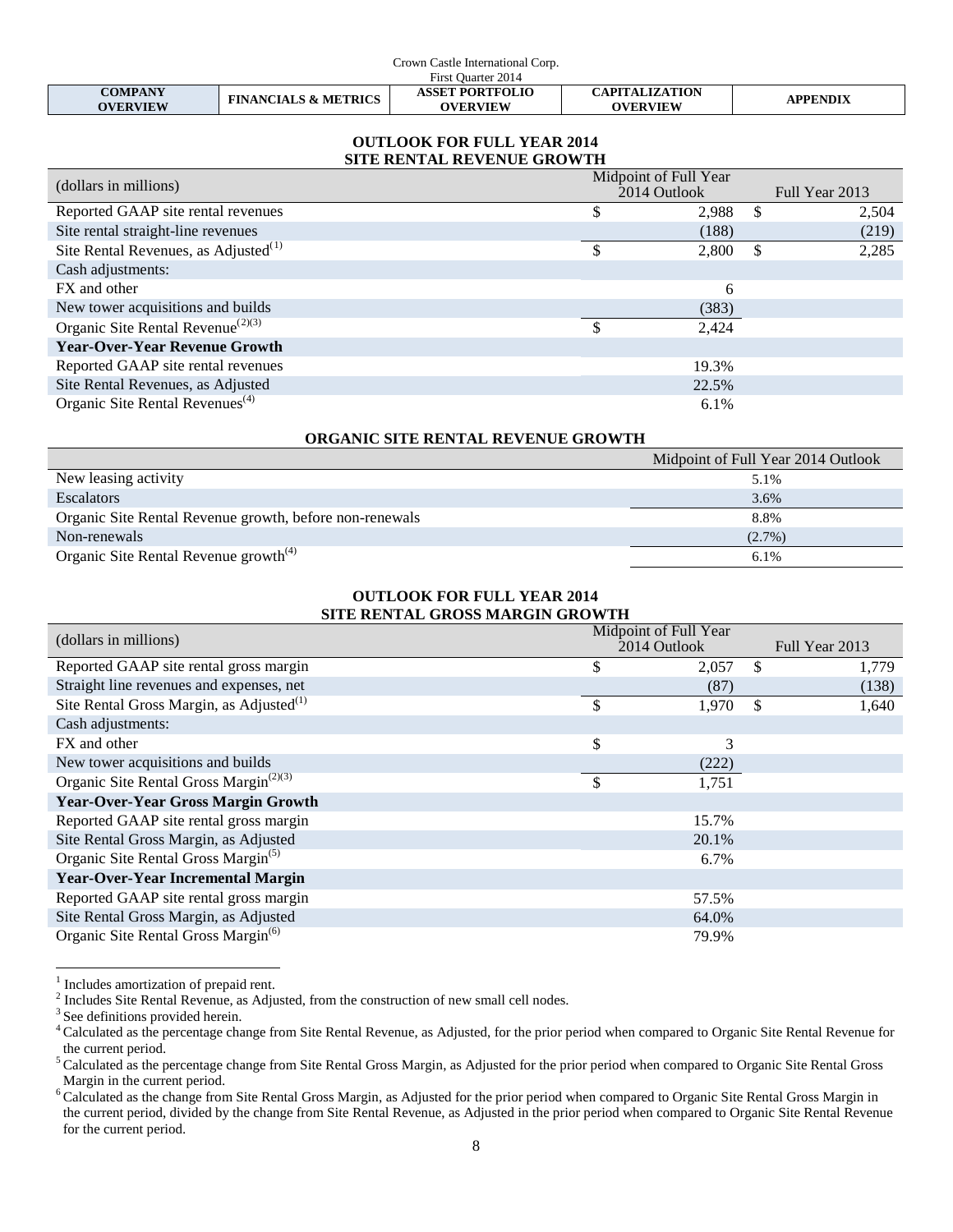## OUTLOOK FOR FULL YEAR 2014
## SITE RENTAL REVENUE GROWTH

| (dollars in millions) | Midpoint of Full Year 2014 Outlook | Full Year 2013 |
|---|---|---|
| Reported GAAP site rental revenues | $ 2,988 | $ 2,504 |
| Site rental straight-line revenues | (188) | (219) |
| Site Rental Revenues, as Adjusted[(1)] | $ 2,800 | $ 2,285 |
| Cash adjustments: | | |
| FX and other | 6 | |
| New tower acquisitions and builds | (383) | |
| Organic Site Rental Revenue[(2)(3)] | $ 2,424 | |
| **Year-Over-Year Revenue Growth** | | |
| Reported GAAP site rental revenues | 19.3% | |
| Site Rental Revenues, as Adjusted | 22.5% | |
| Organic Site Rental Revenues[(4)] | 6.1% | |

## ORGANIC SITE RENTAL REVENUE GROWTH

| | Midpoint of Full Year 2014 Outlook |
|---|---|
| New leasing activity | 5.1% |
| Escalators | 3.6% |
| Organic Site Rental Revenue growth, before non-renewals | 8.8% |
| Non-renewals | (2.7%) |
| Organic Site Rental Revenue growth[(4)] | 6.1% |

## OUTLOOK FOR FULL YEAR 2014
## SITE RENTAL GROSS MARGIN GROWTH

| (dollars in millions) | Midpoint of Full Year 2014 Outlook | Full Year 2013 |
|---|---|---|
| Reported GAAP site rental gross margin | $ 2,057 | $ 1,779 |
| Straight line revenues and expenses, net | (87) | (138) |
| Site Rental Gross Margin, as Adjusted[(1)] | $ 1,970 | $ 1,640 |
| Cash adjustments: | | |
| FX and other | $ 3 | |
| New tower acquisitions and builds | (222) | |
| Organic Site Rental Gross Margin[(2)(3)] | $ 1,751 | |
| **Year-Over-Year Gross Margin Growth** | | |
| Reported GAAP site rental gross margin | 15.7% | |
| Site Rental Gross Margin, as Adjusted | 20.1% | |
| Organic Site Rental Gross Margin[(5)] | 6.7% | |
| **Year-Over-Year Incremental Margin** | | |
| Reported GAAP site rental gross margin | 57.5% | |
| Site Rental Gross Margin, as Adjusted | 64.0% | |
| Organic Site Rental Gross Margin[(6)] | 79.9% | |

[1] Includes amortization of prepaid rent.
[2] Includes Site Rental Revenue, as Adjusted, from the construction of new small cell nodes.
[3] See definitions provided herein.
[4] Calculated as the percentage change from Site Rental Revenue, as Adjusted, for the prior period when compared to Organic Site Rental Revenue for the current period.
[5] Calculated as the percentage change from Site Rental Gross Margin, as Adjusted for the prior period when compared to Organic Site Rental Gross Margin in the current period.
[6] Calculated as the change from Site Rental Gross Margin, as Adjusted for the prior period when compared to Organic Site Rental Gross Margin in the current period, divided by the change from Site Rental Revenue, as Adjusted in the prior period when compared to Organic Site Rental Revenue for the current period.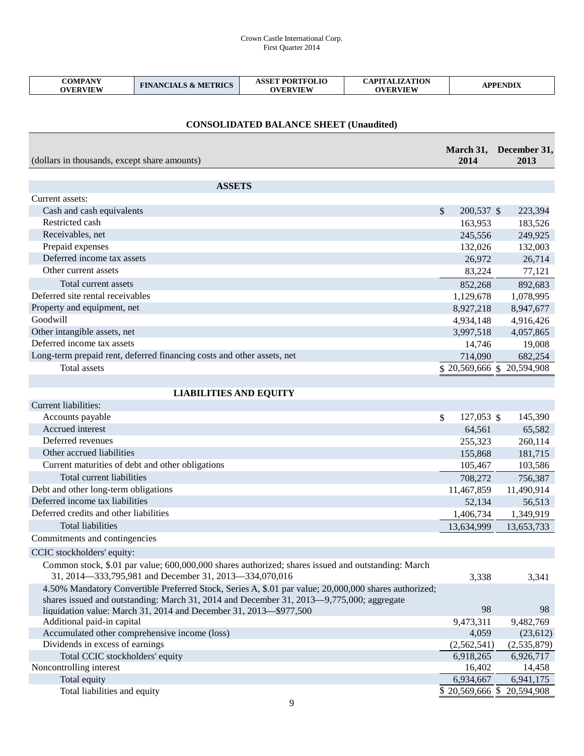| COMPANY OVERVIEW | FINANCIALS & METRICS | ASSET PORTFOLIO OVERVIEW | CAPITALIZATION OVERVIEW | APPENDIX |
|---|---|---|---|---|

## CONSOLIDATED BALANCE SHEET (Unaudited)

| (dollars in thousands, except share amounts) | March 31, 2014 | December 31, 2013 |
|---|---|---|
| **ASSETS** | | |
| Current assets: | | |
| Cash and cash equivalents | $ 200,537 | $ 223,394 |
| Restricted cash | 163,953 | 183,526 |
| Receivables, net | 245,556 | 249,925 |
| Prepaid expenses | 132,026 | 132,003 |
| Deferred income tax assets | 26,972 | 26,714 |
| Other current assets | 83,224 | 77,121 |
| Total current assets | 852,268 | 892,683 |
| Deferred site rental receivables | 1,129,678 | 1,078,995 |
| Property and equipment, net | 8,927,218 | 8,947,677 |
| Goodwill | 4,934,148 | 4,916,426 |
| Other intangible assets, net | 3,997,518 | 4,057,865 |
| Deferred income tax assets | 14,746 | 19,008 |
| Long-term prepaid rent, deferred financing costs and other assets, net | 714,090 | 682,254 |
| Total assets | $ 20,569,666 | $ 20,594,908 |
| **LIABILITIES AND EQUITY** | | |
| Current liabilities: | | |
| Accounts payable | $ 127,053 | $ 145,390 |
| Accrued interest | 64,561 | 65,582 |
| Deferred revenues | 255,323 | 260,114 |
| Other accrued liabilities | 155,868 | 181,715 |
| Current maturities of debt and other obligations | 105,467 | 103,586 |
| Total current liabilities | 708,272 | 756,387 |
| Debt and other long-term obligations | 11,467,859 | 11,490,914 |
| Deferred income tax liabilities | 52,134 | 56,513 |
| Deferred credits and other liabilities | 1,406,734 | 1,349,919 |
| Total liabilities | 13,634,999 | 13,653,733 |
| Commitments and contingencies | | |
| CCIC stockholders' equity: | | |
| Common stock, $.01 par value; 600,000,000 shares authorized; shares issued and outstanding: March 31, 2014—333,795,981 and December 31, 2013—334,070,016 | 3,338 | 3,341 |
| 4.50% Mandatory Convertible Preferred Stock, Series A, $.01 par value; 20,000,000 shares authorized; shares issued and outstanding: March 31, 2014 and December 31, 2013—9,775,000; aggregate liquidation value: March 31, 2014 and December 31, 2013—$977,500 | 98 | 98 |
| Additional paid-in capital | 9,473,311 | 9,482,769 |
| Accumulated other comprehensive income (loss) | 4,059 | (23,612) |
| Dividends in excess of earnings | (2,562,541) | (2,535,879) |
| Total CCIC stockholders' equity | 6,918,265 | 6,926,717 |
| Noncontrolling interest | 16,402 | 14,458 |
| Total equity | 6,934,667 | 6,941,175 |
| Total liabilities and equity | $ 20,569,666 | $ 20,594,908 |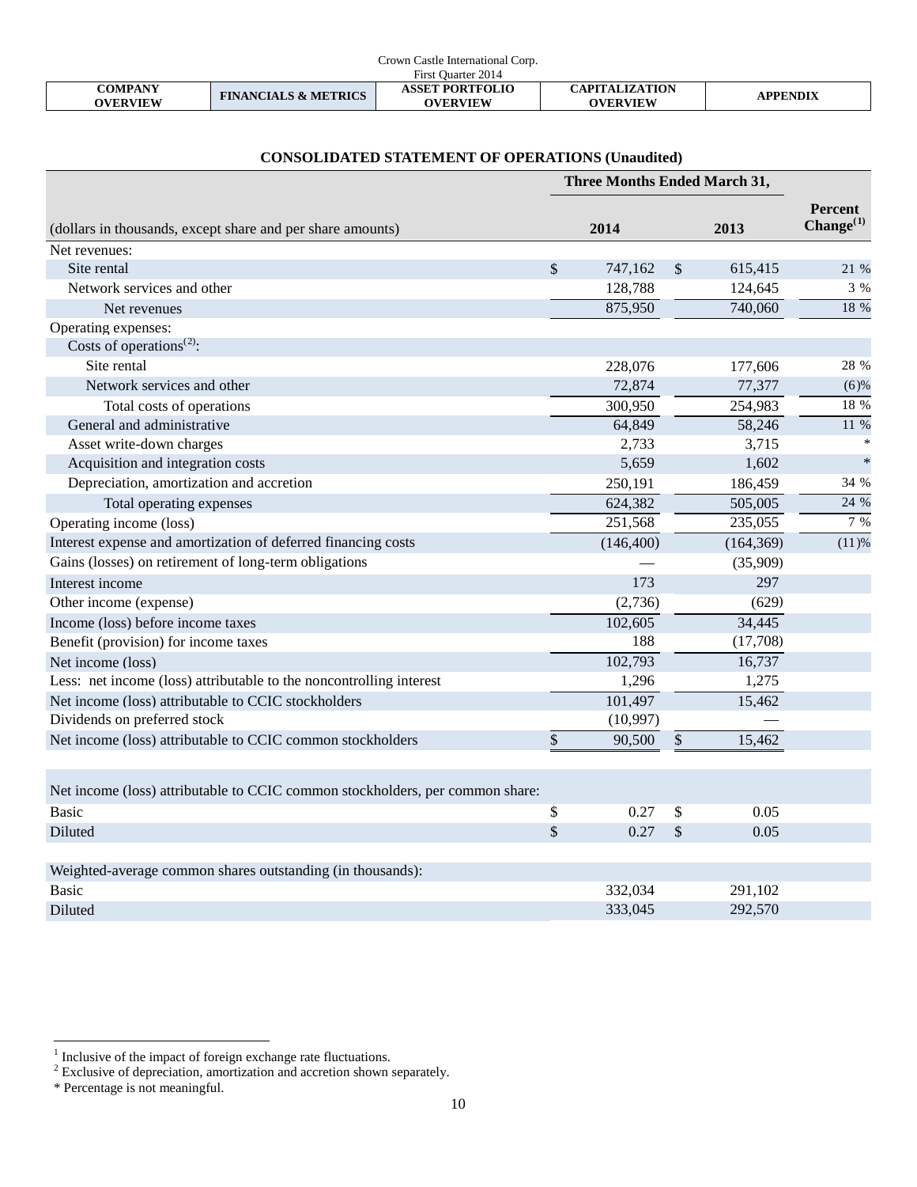## CONSOLIDATED STATEMENT OF OPERATIONS (Unaudited)

| (dollars in thousands, except share and per share amounts) | Three Months Ended March 31, 2014 | 2013 | Percent Change[1] |
|---|---|---|---|
| Net revenues: | | | |
| Site rental | $ 747,162 | $ 615,415 | 21 % |
| Network services and other | 128,788 | 124,645 | 3 % |
| Net revenues | 875,950 | 740,060 | 18 % |
| Operating expenses: | | | |
| Costs of operations[2]: | | | |
| Site rental | 228,076 | 177,606 | 28 % |
| Network services and other | 72,874 | 77,377 | (6)% |
| Total costs of operations | 300,950 | 254,983 | 18 % |
| General and administrative | 64,849 | 58,246 | 11 % |
| Asset write-down charges | 2,733 | 3,715 | * |
| Acquisition and integration costs | 5,659 | 1,602 | * |
| Depreciation, amortization and accretion | 250,191 | 186,459 | 34 % |
| Total operating expenses | 624,382 | 505,005 | 24 % |
| Operating income (loss) | 251,568 | 235,055 | 7 % |
| Interest expense and amortization of deferred financing costs | (146,400) | (164,369) | (11)% |
| Gains (losses) on retirement of long-term obligations | — | (35,909) | |
| Interest income | 173 | 297 | |
| Other income (expense) | (2,736) | (629) | |
| Income (loss) before income taxes | 102,605 | 34,445 | |
| Benefit (provision) for income taxes | 188 | (17,708) | |
| Net income (loss) | 102,793 | 16,737 | |
| Less: net income (loss) attributable to the noncontrolling interest | 1,296 | 1,275 | |
| Net income (loss) attributable to CCIC stockholders | 101,497 | 15,462 | |
| Dividends on preferred stock | (10,997) | — | |
| Net income (loss) attributable to CCIC common stockholders | $ 90,500 | $ 15,462 | |
| | | | |
| Net income (loss) attributable to CCIC common stockholders, per common share: | | | |
| Basic | $ 0.27 | $ 0.05 | |
| Diluted | $ 0.27 | $ 0.05 | |
| | | | |
| Weighted-average common shares outstanding (in thousands): | | | |
| Basic | 332,034 | 291,102 | |
| Diluted | 333,045 | 292,570 | |

[1] Inclusive of the impact of foreign exchange rate fluctuations.
[2] Exclusive of depreciation, amortization and accretion shown separately.
* Percentage is not meaningful.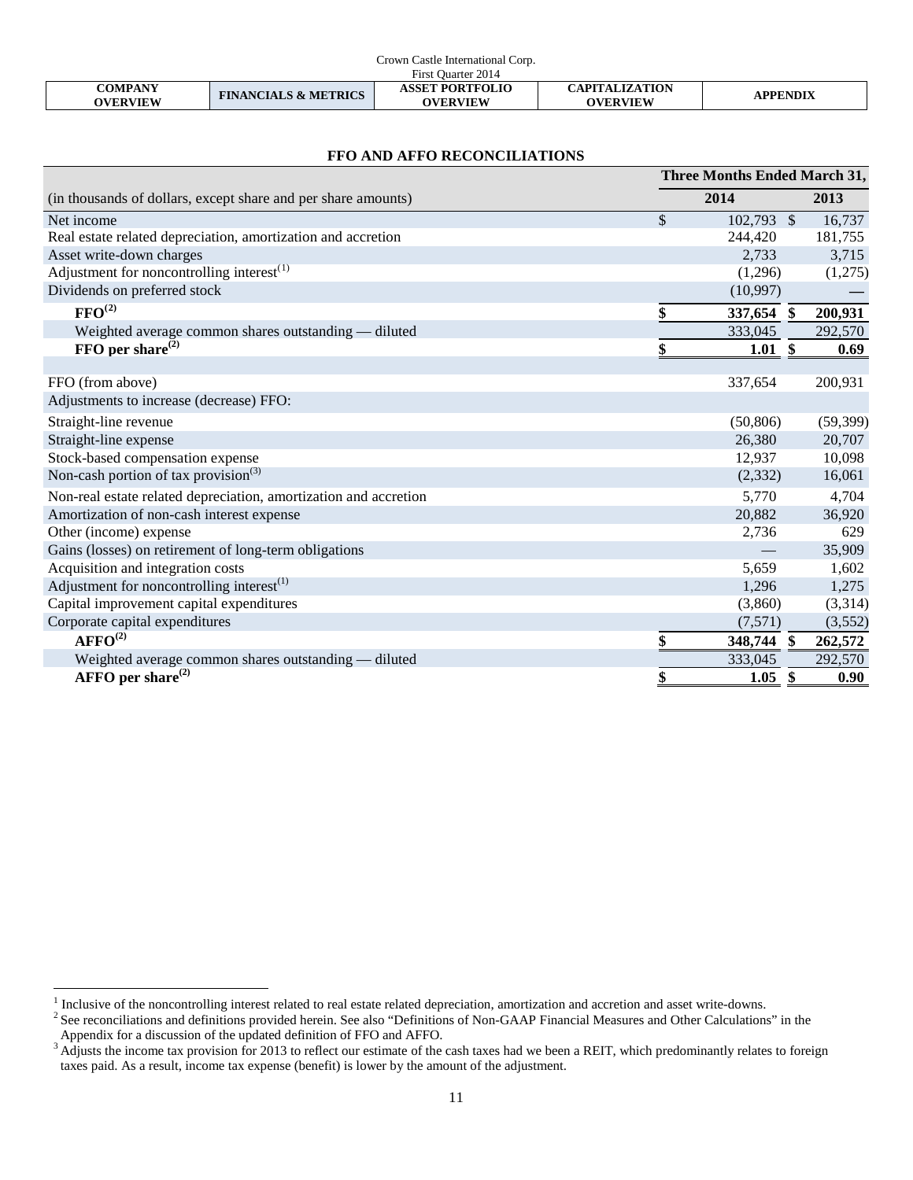## FFO AND AFFO RECONCILIATIONS

| (in thousands of dollars, except share and per share amounts) | Three Months Ended March 31, 2014 | 2013 |
|---|---|---|
| Net income | $ 102,793 | $ 16,737 |
| Real estate related depreciation, amortization and accretion | 244,420 | 181,755 |
| Asset write-down charges | 2,733 | 3,715 |
| Adjustment for noncontrolling interest[(1)] | (1,296) | (1,275) |
| Dividends on preferred stock | (10,997) | — |
| **FFO[(2)]** | **$ 337,654** | **$ 200,931** |
| Weighted average common shares outstanding — diluted | 333,045 | 292,570 |
| **FFO per share[(2)]** | **$ 1.01** | **$ 0.69** |
| | | |
| FFO (from above) | 337,654 | 200,931 |
| Adjustments to increase (decrease) FFO: | | |
| Straight-line revenue | (50,806) | (59,399) |
| Straight-line expense | 26,380 | 20,707 |
| Stock-based compensation expense | 12,937 | 10,098 |
| Non-cash portion of tax provision[(3)] | (2,332) | 16,061 |
| Non-real estate related depreciation, amortization and accretion | 5,770 | 4,704 |
| Amortization of non-cash interest expense | 20,882 | 36,920 |
| Other (income) expense | 2,736 | 629 |
| Gains (losses) on retirement of long-term obligations | — | 35,909 |
| Acquisition and integration costs | 5,659 | 1,602 |
| Adjustment for noncontrolling interest[(1)] | 1,296 | 1,275 |
| Capital improvement capital expenditures | (3,860) | (3,314) |
| Corporate capital expenditures | (7,571) | (3,552) |
| **AFFO[(2)]** | **$ 348,744** | **$ 262,572** |
| Weighted average common shares outstanding — diluted | 333,045 | 292,570 |
| **AFFO per share[(2)]** | **$ 1.05** | **$ 0.90** |

[1] Inclusive of the noncontrolling interest related to real estate related depreciation, amortization and accretion and asset write-downs.

[2] See reconciliations and definitions provided herein. See also "Definitions of Non-GAAP Financial Measures and Other Calculations" in the Appendix for a discussion of the updated definition of FFO and AFFO.

[3] Adjusts the income tax provision for 2013 to reflect our estimate of the cash taxes had we been a REIT, which predominantly relates to foreign taxes paid. As a result, income tax expense (benefit) is lower by the amount of the adjustment.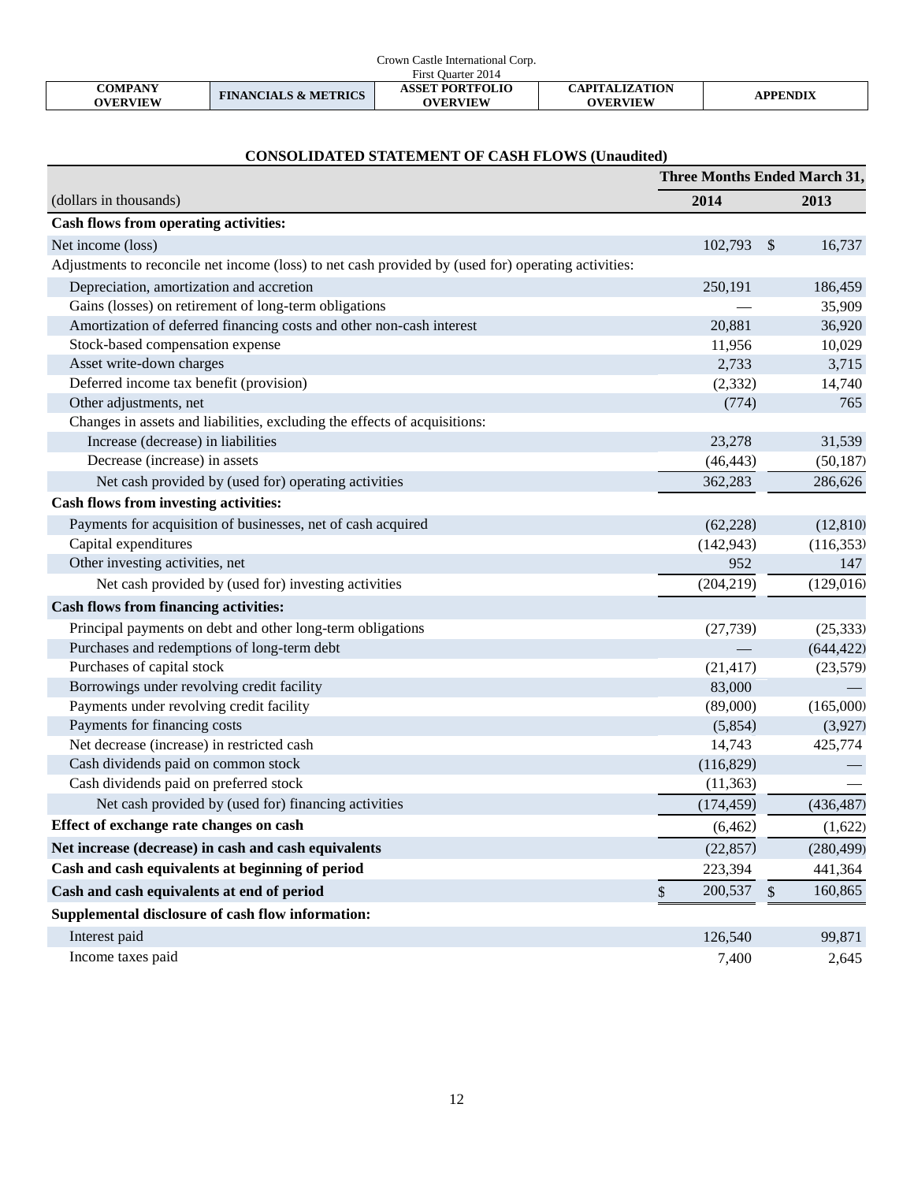| COMPANY OVERVIEW | FINANCIALS & METRICS | ASSET PORTFOLIO OVERVIEW | CAPITALIZATION OVERVIEW | APPENDIX |
|---|---|---|---|---|

## CONSOLIDATED STATEMENT OF CASH FLOWS (Unaudited)

| | Three Months Ended March 31, | |
|---|---|---|
| (dollars in thousands) | 2014 | 2013 |
| **Cash flows from operating activities:** | | |
| Net income (loss) | 102,793 | $ 16,737 |
| Adjustments to reconcile net income (loss) to net cash provided by (used for) operating activities: | | |
| Depreciation, amortization and accretion | 250,191 | 186,459 |
| Gains (losses) on retirement of long-term obligations | — | 35,909 |
| Amortization of deferred financing costs and other non-cash interest | 20,881 | 36,920 |
| Stock-based compensation expense | 11,956 | 10,029 |
| Asset write-down charges | 2,733 | 3,715 |
| Deferred income tax benefit (provision) | (2,332) | 14,740 |
| Other adjustments, net | (774) | 765 |
| Changes in assets and liabilities, excluding the effects of acquisitions: | | |
| Increase (decrease) in liabilities | 23,278 | 31,539 |
| Decrease (increase) in assets | (46,443) | (50,187) |
| Net cash provided by (used for) operating activities | 362,283 | 286,626 |
| **Cash flows from investing activities:** | | |
| Payments for acquisition of businesses, net of cash acquired | (62,228) | (12,810) |
| Capital expenditures | (142,943) | (116,353) |
| Other investing activities, net | 952 | 147 |
| Net cash provided by (used for) investing activities | (204,219) | (129,016) |
| **Cash flows from financing activities:** | | |
| Principal payments on debt and other long-term obligations | (27,739) | (25,333) |
| Purchases and redemptions of long-term debt | — | (644,422) |
| Purchases of capital stock | (21,417) | (23,579) |
| Borrowings under revolving credit facility | 83,000 | — |
| Payments under revolving credit facility | (89,000) | (165,000) |
| Payments for financing costs | (5,854) | (3,927) |
| Net decrease (increase) in restricted cash | 14,743 | 425,774 |
| Cash dividends paid on common stock | (116,829) | — |
| Cash dividends paid on preferred stock | (11,363) | — |
| Net cash provided by (used for) financing activities | (174,459) | (436,487) |
| **Effect of exchange rate changes on cash** | (6,462) | (1,622) |
| **Net increase (decrease) in cash and cash equivalents** | (22,857) | (280,499) |
| **Cash and cash equivalents at beginning of period** | 223,394 | 441,364 |
| **Cash and cash equivalents at end of period** | $ 200,537 | $ 160,865 |
| **Supplemental disclosure of cash flow information:** | | |
| Interest paid | 126,540 | 99,871 |
| Income taxes paid | 7,400 | 2,645 |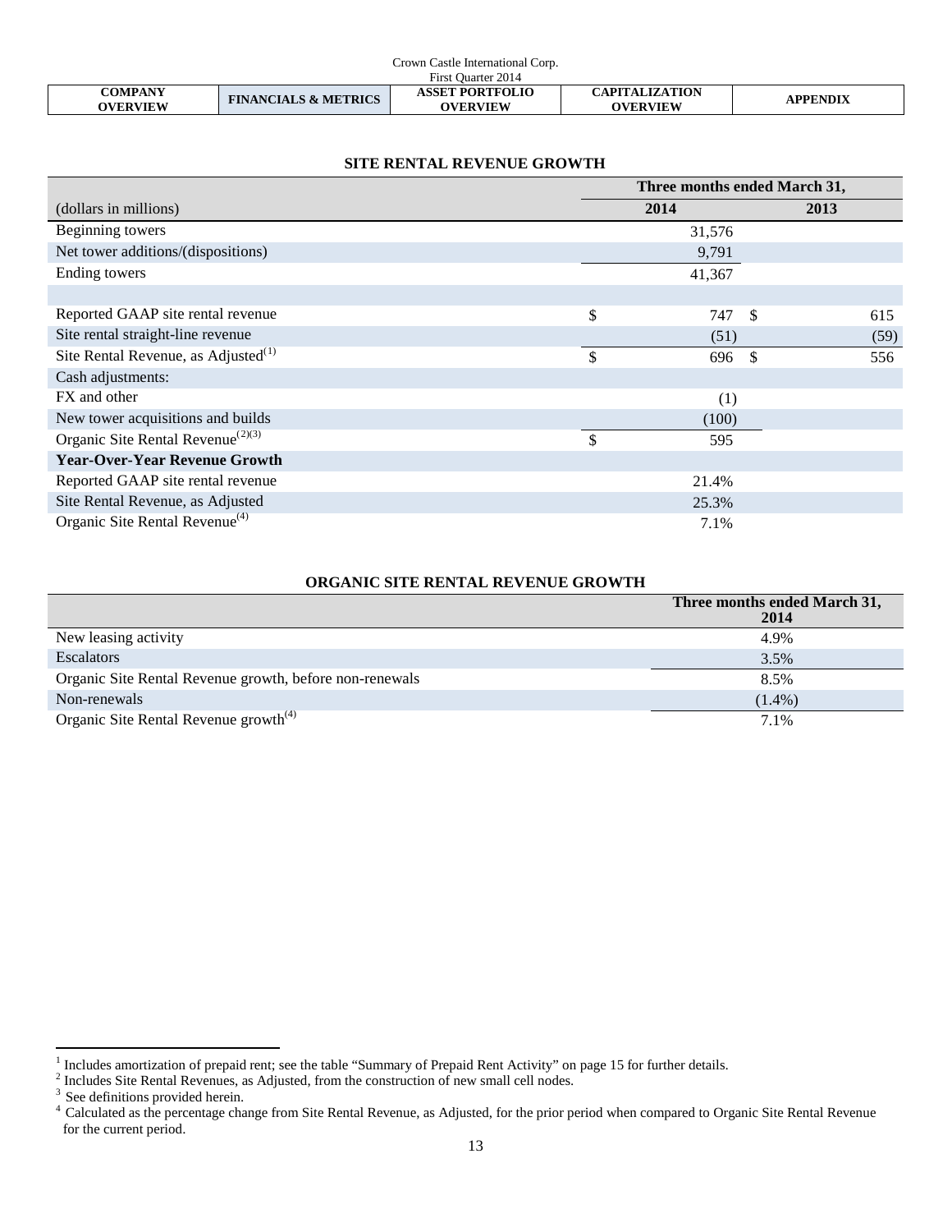## SITE RENTAL REVENUE GROWTH

| (dollars in millions) | Three months ended March 31, 2014 | 2013 |
|---|---|---|
| Beginning towers | 31,576 | |
| Net tower additions/(dispositions) | 9,791 | |
| Ending towers | 41,367 | |
| | | |
| Reported GAAP site rental revenue | $ 747 | $ 615 |
| Site rental straight-line revenue | (51) | (59) |
| Site Rental Revenue, as Adjusted[1] | $ 696 | $ 556 |
| Cash adjustments: | | |
| FX and other | (1) | |
| New tower acquisitions and builds | (100) | |
| Organic Site Rental Revenue[2][3] | $ 595 | |
| **Year-Over-Year Revenue Growth** | | |
| Reported GAAP site rental revenue | 21.4% | |
| Site Rental Revenue, as Adjusted | 25.3% | |
| Organic Site Rental Revenue[4] | 7.1% | |

## ORGANIC SITE RENTAL REVENUE GROWTH

| | Three months ended March 31, 2014 |
|---|---|
| New leasing activity | 4.9% |
| Escalators | 3.5% |
| Organic Site Rental Revenue growth, before non-renewals | 8.5% |
| Non-renewals | (1.4%) |
| Organic Site Rental Revenue growth[4] | 7.1% |

[1] Includes amortization of prepaid rent; see the table "Summary of Prepaid Rent Activity" on page 15 for further details.

[2] Includes Site Rental Revenues, as Adjusted, from the construction of new small cell nodes.

[3] See definitions provided herein.

[4] Calculated as the percentage change from Site Rental Revenue, as Adjusted, for the prior period when compared to Organic Site Rental Revenue for the current period.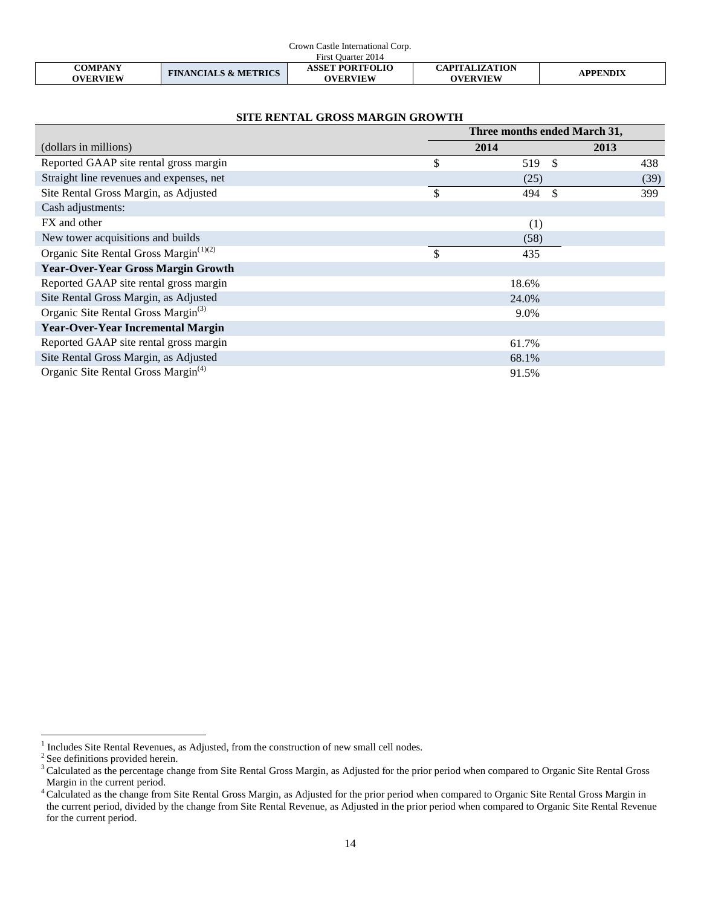## SITE RENTAL GROSS MARGIN GROWTH

| (dollars in millions) | Three months ended March 31, 2014 | 2013 |
|---|---|---|
| Reported GAAP site rental gross margin | $ 519 | $ 438 |
| Straight line revenues and expenses, net | (25) | (39) |
| Site Rental Gross Margin, as Adjusted | $ 494 | $ 399 |
| Cash adjustments: | | |
| FX and other | (1) | |
| New tower acquisitions and builds | (58) | |
| Organic Site Rental Gross Margin[1][2] | $ 435 | |
| **Year-Over-Year Gross Margin Growth** | | |
| Reported GAAP site rental gross margin | 18.6% | |
| Site Rental Gross Margin, as Adjusted | 24.0% | |
| Organic Site Rental Gross Margin[3] | 9.0% | |
| **Year-Over-Year Incremental Margin** | | |
| Reported GAAP site rental gross margin | 61.7% | |
| Site Rental Gross Margin, as Adjusted | 68.1% | |
| Organic Site Rental Gross Margin[4] | 91.5% | |

[1] Includes Site Rental Revenues, as Adjusted, from the construction of new small cell nodes.

[2] See definitions provided herein.

[3] Calculated as the percentage change from Site Rental Gross Margin, as Adjusted for the prior period when compared to Organic Site Rental Gross Margin in the current period.

[4] Calculated as the change from Site Rental Gross Margin, as Adjusted for the prior period when compared to Organic Site Rental Gross Margin in the current period, divided by the change from Site Rental Revenue, as Adjusted in the prior period when compared to Organic Site Rental Revenue for the current period.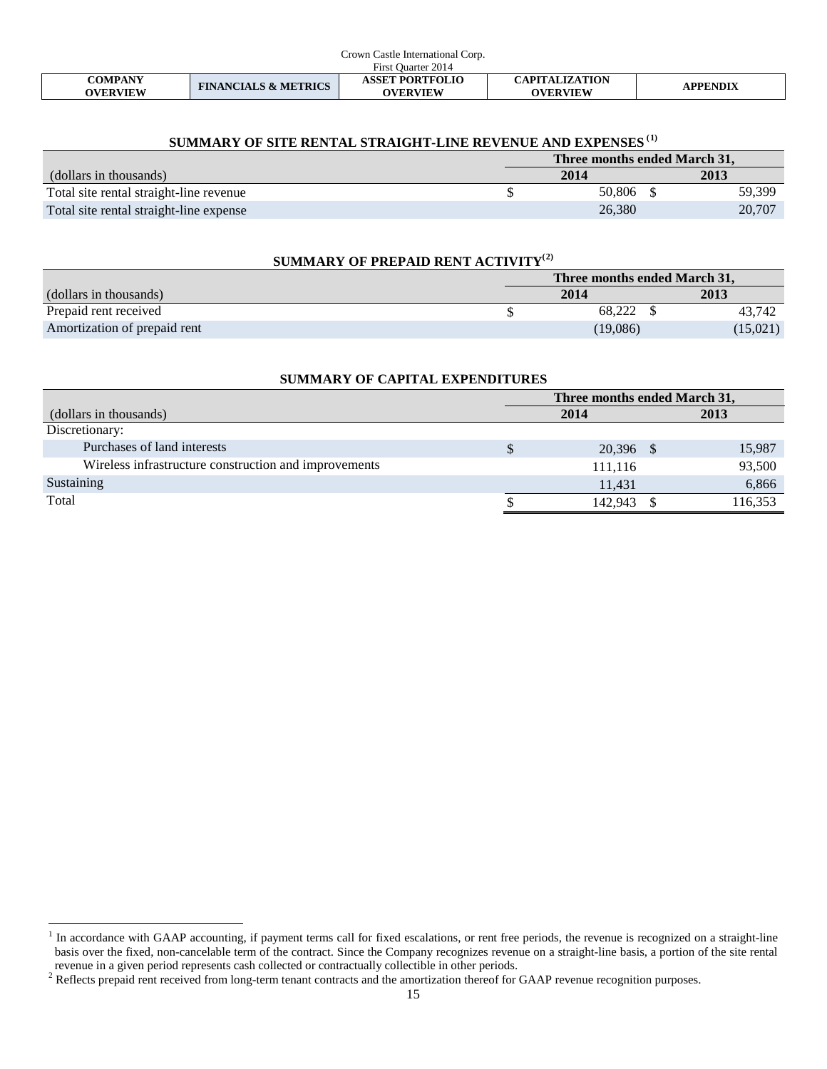## SUMMARY OF SITE RENTAL STRAIGHT-LINE REVENUE AND EXPENSES [1]

| (dollars in thousands) | Three months ended March 31, 2014 | 2013 |
|---|---|---|
| Total site rental straight-line revenue | $ 50,806 | $ 59,399 |
| Total site rental straight-line expense | 26,380 | 20,707 |

## SUMMARY OF PREPAID RENT ACTIVITY[2]

| (dollars in thousands) | Three months ended March 31, 2014 | 2013 |
|---|---|---|
| Prepaid rent received | $ 68,222 | $ 43,742 |
| Amortization of prepaid rent | (19,086) | (15,021) |

## SUMMARY OF CAPITAL EXPENDITURES

| (dollars in thousands) | Three months ended March 31, 2014 | 2013 |
|---|---|---|
| Discretionary: | | |
| Purchases of land interests | $ 20,396 | $ 15,987 |
| Wireless infrastructure construction and improvements | 111,116 | 93,500 |
| Sustaining | 11,431 | 6,866 |
| Total | $ 142,943 | $ 116,353 |

[1] In accordance with GAAP accounting, if payment terms call for fixed escalations, or rent free periods, the revenue is recognized on a straight-line basis over the fixed, non-cancelable term of the contract. Since the Company recognizes revenue on a straight-line basis, a portion of the site rental revenue in a given period represents cash collected or contractually collectible in other periods.

[2] Reflects prepaid rent received from long-term tenant contracts and the amortization thereof for GAAP revenue recognition purposes.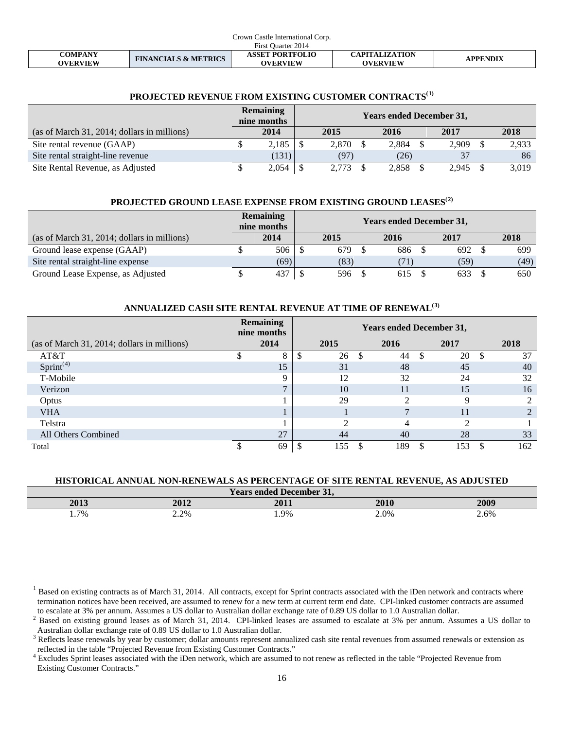| COMPANY OVERVIEW | FINANCIALS & METRICS | ASSET PORTFOLIO OVERVIEW | CAPITALIZATION OVERVIEW | APPENDIX |
|---|---|---|---|---|

## PROJECTED REVENUE FROM EXISTING CUSTOMER CONTRACTS[(1)]

| | Remaining nine months | Years ended December 31, | | | |
|---|---|---|---|---|---|
| (as of March 31, 2014; dollars in millions) | 2014 | 2015 | 2016 | 2017 | 2018 |
| Site rental revenue (GAAP) | $ 2,185 | $ 2,870 | $ 2,884 | $ 2,909 | $ 2,933 |
| Site rental straight-line revenue | (131) | (97) | (26) | 37 | 86 |
| Site Rental Revenue, as Adjusted | $ 2,054 | $ 2,773 | $ 2,858 | $ 2,945 | $ 3,019 |

## PROJECTED GROUND LEASE EXPENSE FROM EXISTING GROUND LEASES[(2)]

| | Remaining nine months | Years ended December 31, | | | |
|---|---|---|---|---|---|
| (as of March 31, 2014; dollars in millions) | 2014 | 2015 | 2016 | 2017 | 2018 |
| Ground lease expense (GAAP) | $ 506 | $ 679 | $ 686 | $ 692 | $ 699 |
| Site rental straight-line expense | (69) | (83) | (71) | (59) | (49) |
| Ground Lease Expense, as Adjusted | $ 437 | $ 596 | $ 615 | $ 633 | $ 650 |

## ANNUALIZED CASH SITE RENTAL REVENUE AT TIME OF RENEWAL[(3)]

| | Remaining nine months | Years ended December 31, | | | |
|---|---|---|---|---|---|
| (as of March 31, 2014; dollars in millions) | 2014 | 2015 | 2016 | 2017 | 2018 |
| AT&T | $ 8 | $ 26 | $ 44 | $ 20 | $ 37 |
| Sprint[(4)] | 15 | 31 | 48 | 45 | 40 |
| T-Mobile | 9 | 12 | 32 | 24 | 32 |
| Verizon | 7 | 10 | 11 | 15 | 16 |
| Optus | 1 | 29 | 2 | 9 | 2 |
| VHA | 1 | 1 | 7 | 11 | 2 |
| Telstra | 1 | 2 | 4 | 2 | 1 |
| All Others Combined | 27 | 44 | 40 | 28 | 33 |
| Total | $ 69 | $ 155 | $ 189 | $ 153 | $ 162 |

## HISTORICAL ANNUAL NON-RENEWALS AS PERCENTAGE OF SITE RENTAL REVENUE, AS ADJUSTED

| Years ended December 31, | | | | |
|---|---|---|---|---|
| 2013 | 2012 | 2011 | 2010 | 2009 |
| 1.7% | 2.2% | 1.9% | 2.0% | 2.6% |

[1] Based on existing contracts as of March 31, 2014. All contracts, except for Sprint contracts associated with the iDen network and contracts where termination notices have been received, are assumed to renew for a new term at current term end date. CPI-linked customer contracts are assumed to escalate at 3% per annum. Assumes a US dollar to Australian dollar exchange rate of 0.89 US dollar to 1.0 Australian dollar.

[2] Based on existing ground leases as of March 31, 2014. CPI-linked leases are assumed to escalate at 3% per annum. Assumes a US dollar to Australian dollar exchange rate of 0.89 US dollar to 1.0 Australian dollar.

[3] Reflects lease renewals by year by customer; dollar amounts represent annualized cash site rental revenues from assumed renewals or extension as reflected in the table "Projected Revenue from Existing Customer Contracts."

[4] Excludes Sprint leases associated with the iDen network, which are assumed to not renew as reflected in the table "Projected Revenue from Existing Customer Contracts."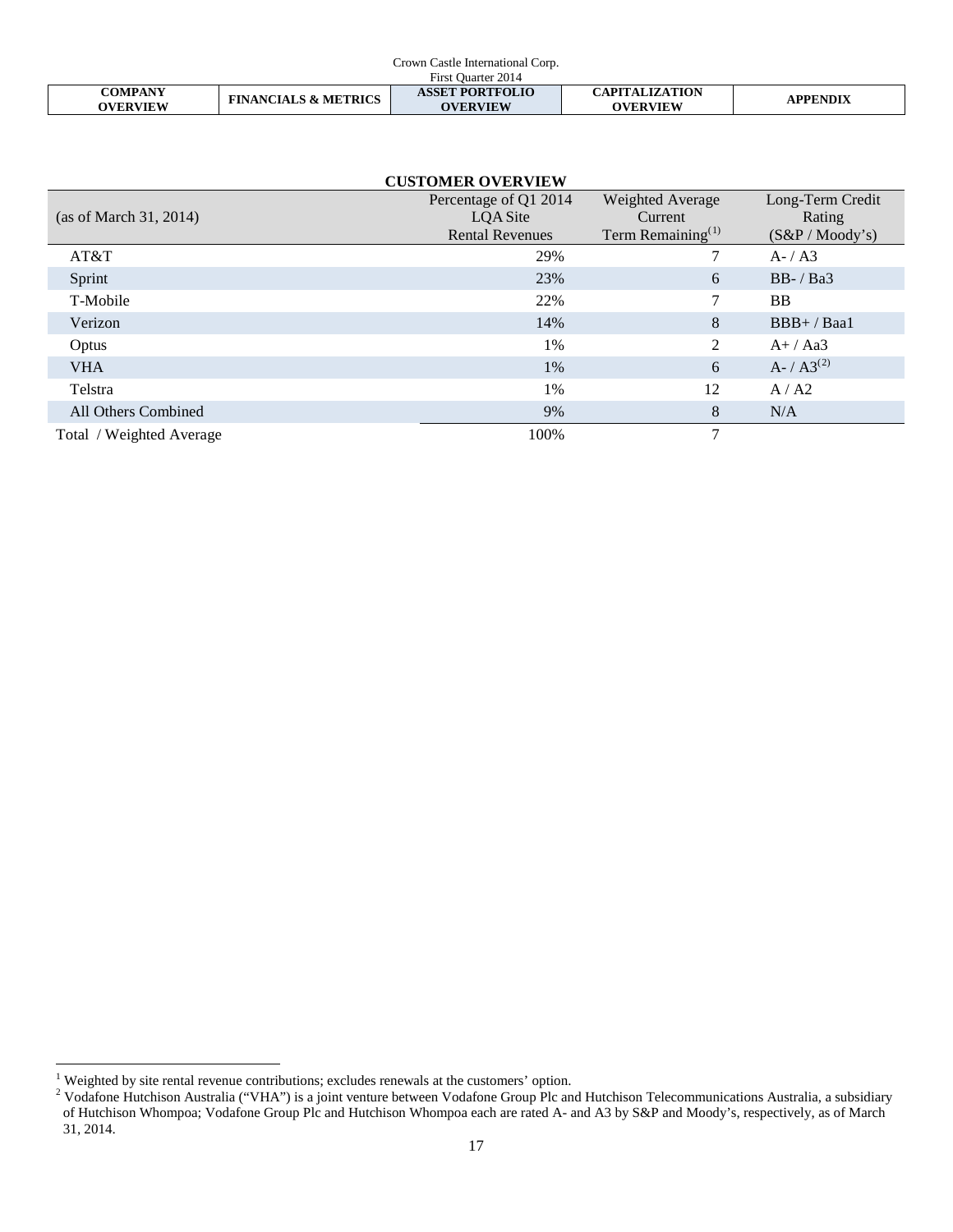## CUSTOMER OVERVIEW

| (as of March 31, 2014) | Percentage of Q1 2014 LQA Site Rental Revenues | Weighted Average Current Term Remaining[1] | Long-Term Credit Rating (S&P / Moody's) |
|---|---|---|---|
| AT&T | 29% | 7 | A- / A3 |
| Sprint | 23% | 6 | BB- / Ba3 |
| T-Mobile | 22% | 7 | BB |
| Verizon | 14% | 8 | BBB+ / Baa1 |
| Optus | 1% | 2 | A+ / Aa3 |
| VHA | 1% | 6 | A- / A3[2] |
| Telstra | 1% | 12 | A / A2 |
| All Others Combined | 9% | 8 | N/A |
| Total / Weighted Average | 100% | 7 | |

[1] Weighted by site rental revenue contributions; excludes renewals at the customers' option.

[2] Vodafone Hutchison Australia ("VHA") is a joint venture between Vodafone Group Plc and Hutchison Telecommunications Australia, a subsidiary of Hutchison Whompoa; Vodafone Group Plc and Hutchison Whompoa each are rated A- and A3 by S&P and Moody's, respectively, as of March 31, 2014.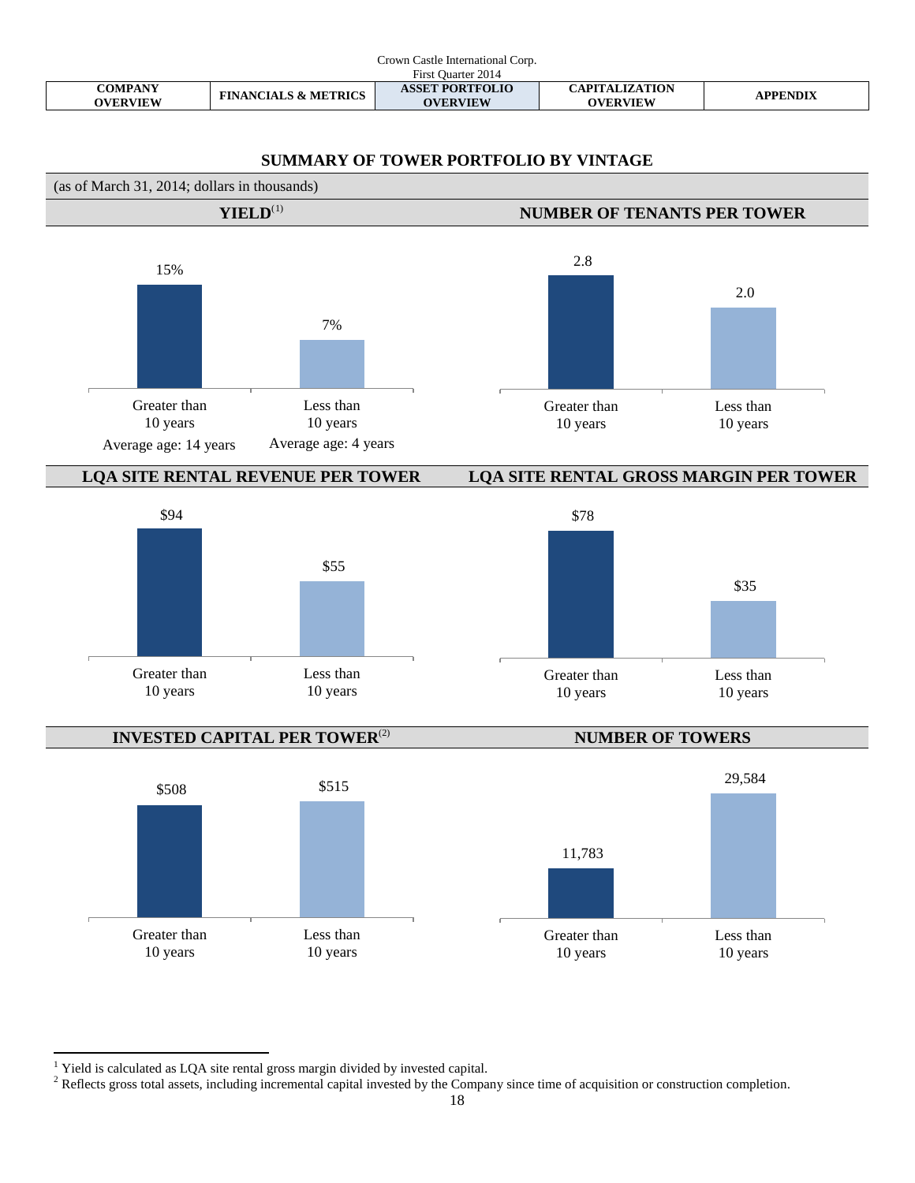## SUMMARY OF TOWER PORTFOLIO BY VINTAGE

(as of March 31, 2014; dollars in thousands)

### YIELD[(1)]

| | Greater than 10 years | Less than 10 years |
|---|---|---|
| Yield | 15% | 7% |
| | Average age: 14 years | Average age: 4 years |

### NUMBER OF TENANTS PER TOWER

| | Greater than 10 years | Less than 10 years |
|---|---|---|
| Number of tenants per tower | 2.8 | 2.0 |

### LQA SITE RENTAL REVENUE PER TOWER

| | Greater than 10 years | Less than 10 years |
|---|---|---|
| LQA site rental revenue per tower | $94 | $55 |

### LQA SITE RENTAL GROSS MARGIN PER TOWER

| | Greater than 10 years | Less than 10 years |
|---|---|---|
| LQA site rental gross margin per tower | $78 | $35 |

### INVESTED CAPITAL PER TOWER[(2)]

| | Greater than 10 years | Less than 10 years |
|---|---|---|
| Invested capital per tower | $508 | $515 |

### NUMBER OF TOWERS

| | Greater than 10 years | Less than 10 years |
|---|---|---|
| Number of towers | 11,783 | 29,584 |

---

[1] Yield is calculated as LQA site rental gross margin divided by invested capital.

[2] Reflects gross total assets, including incremental capital invested by the Company since time of acquisition or construction completion.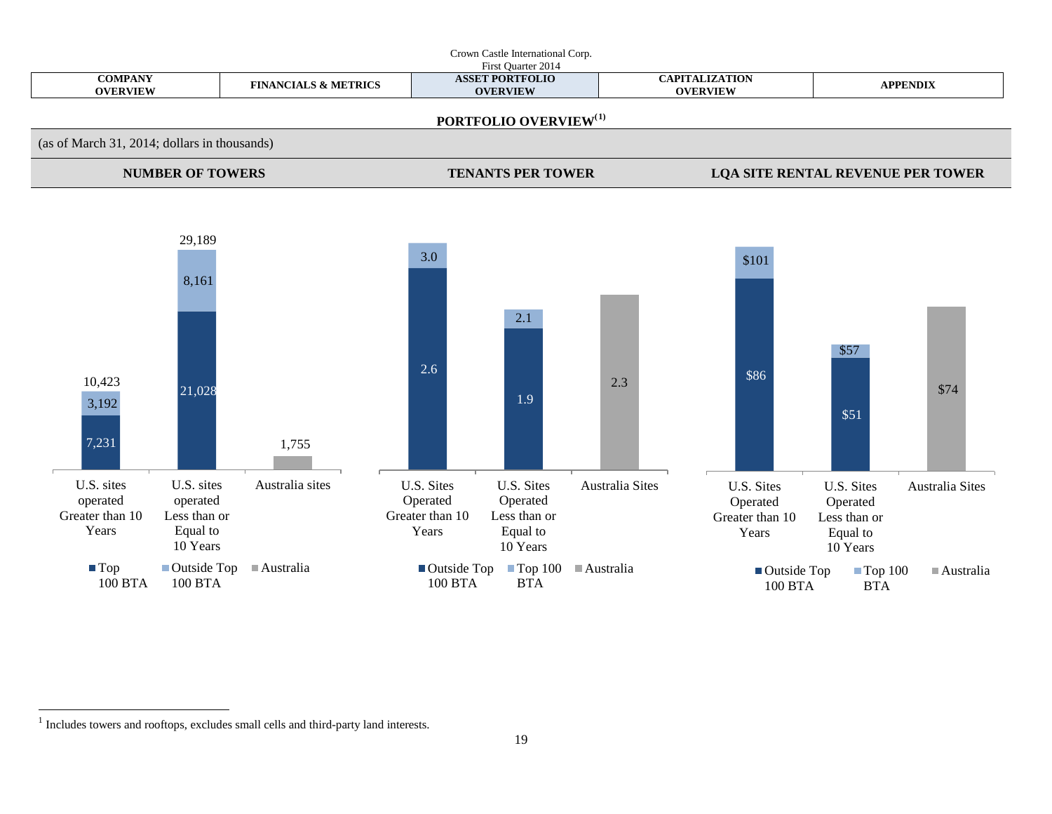## PORTFOLIO OVERVIEW[1]

(as of March 31, 2014; dollars in thousands)

### NUMBER OF TOWERS

| | U.S. sites operated Greater than 10 Years | U.S. sites operated Less than or Equal to 10 Years | Australia sites |
|---|---|---|---|
| Top 100 BTA | 7,231 | 21,028 | |
| Outside Top 100 BTA | 3,192 | 8,161 | |
| Australia | | | 1,755 |
| Total | 10,423 | 29,189 | 1,755 |

### TENANTS PER TOWER

| | U.S. Sites Operated Greater than 10 Years | U.S. Sites Operated Less than or Equal to 10 Years | Australia Sites |
|---|---|---|---|
| Outside Top 100 BTA | 2.6 | 1.9 | |
| Top 100 BTA | 3.0 | 2.1 | |
| Australia | | | 2.3 |

### LQA SITE RENTAL REVENUE PER TOWER

| | U.S. Sites Operated Greater than 10 Years | U.S. Sites Operated Less than or Equal to 10 Years | Australia Sites |
|---|---|---|---|
| Outside Top 100 BTA | $86 | $51 | |
| Top 100 BTA | $101 | $57 | |
| Australia | | | $74 |

[1] Includes towers and rooftops, excludes small cells and third-party land interests.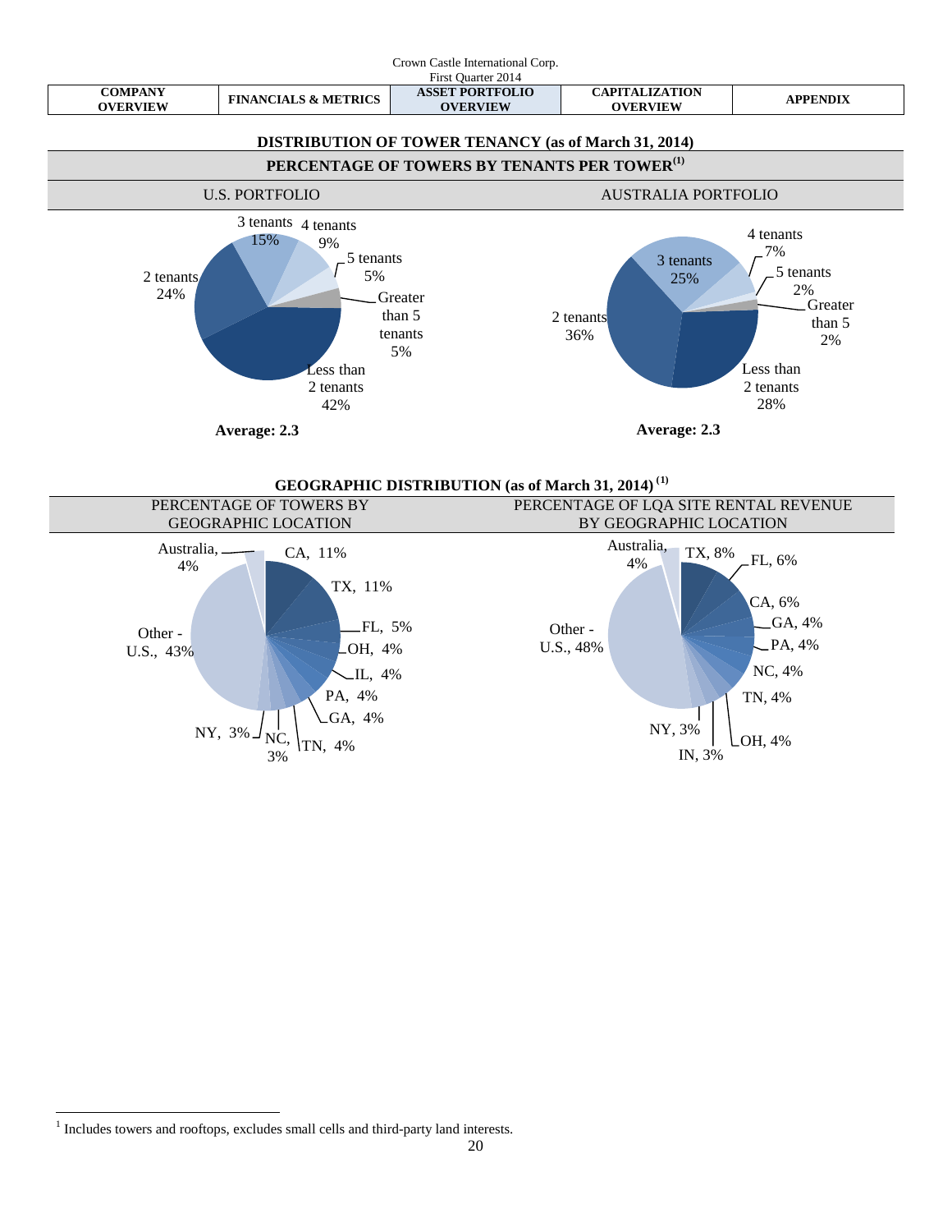| COMPANY OVERVIEW | FINANCIALS & METRICS | ASSET PORTFOLIO OVERVIEW | CAPITALIZATION OVERVIEW | APPENDIX |
|---|---|---|---|---|

## DISTRIBUTION OF TOWER TENANCY (as of March 31, 2014)

### PERCENTAGE OF TOWERS BY TENANTS PER TOWER[(1)]

**U.S. PORTFOLIO**

| Tenants per tower | Percentage |
|---|---|
| Less than 2 tenants | 42% |
| 2 tenants | 24% |
| 3 tenants | 15% |
| 4 tenants | 9% |
| 5 tenants | 5% |
| Greater than 5 tenants | 5% |

**Average: 2.3**

**AUSTRALIA PORTFOLIO**

| Tenants per tower | Percentage |
|---|---|
| Less than 2 tenants | 28% |
| 2 tenants | 36% |
| 3 tenants | 25% |
| 4 tenants | 7% |
| 5 tenants | 2% |
| Greater than 5 tenants | 2% |

**Average: 2.3**

## GEOGRAPHIC DISTRIBUTION (as of March 31, 2014) [(1)]

**PERCENTAGE OF TOWERS BY GEOGRAPHIC LOCATION**

| Location | Percentage |
|---|---|
| CA | 11% |
| TX | 11% |
| FL | 5% |
| OH | 4% |
| IL | 4% |
| PA | 4% |
| GA | 4% |
| TN | 4% |
| NC | 3% |
| NY | 3% |
| Other - U.S. | 43% |
| Australia | 4% |

**PERCENTAGE OF LQA SITE RENTAL REVENUE BY GEOGRAPHIC LOCATION**

| Location | Percentage |
|---|---|
| TX | 8% |
| FL | 6% |
| CA | 6% |
| GA | 4% |
| PA | 4% |
| NC | 4% |
| TN | 4% |
| OH | 4% |
| IN | 3% |
| NY | 3% |
| Other - U.S. | 48% |
| Australia | 4% |

[1] Includes towers and rooftops, excludes small cells and third-party land interests.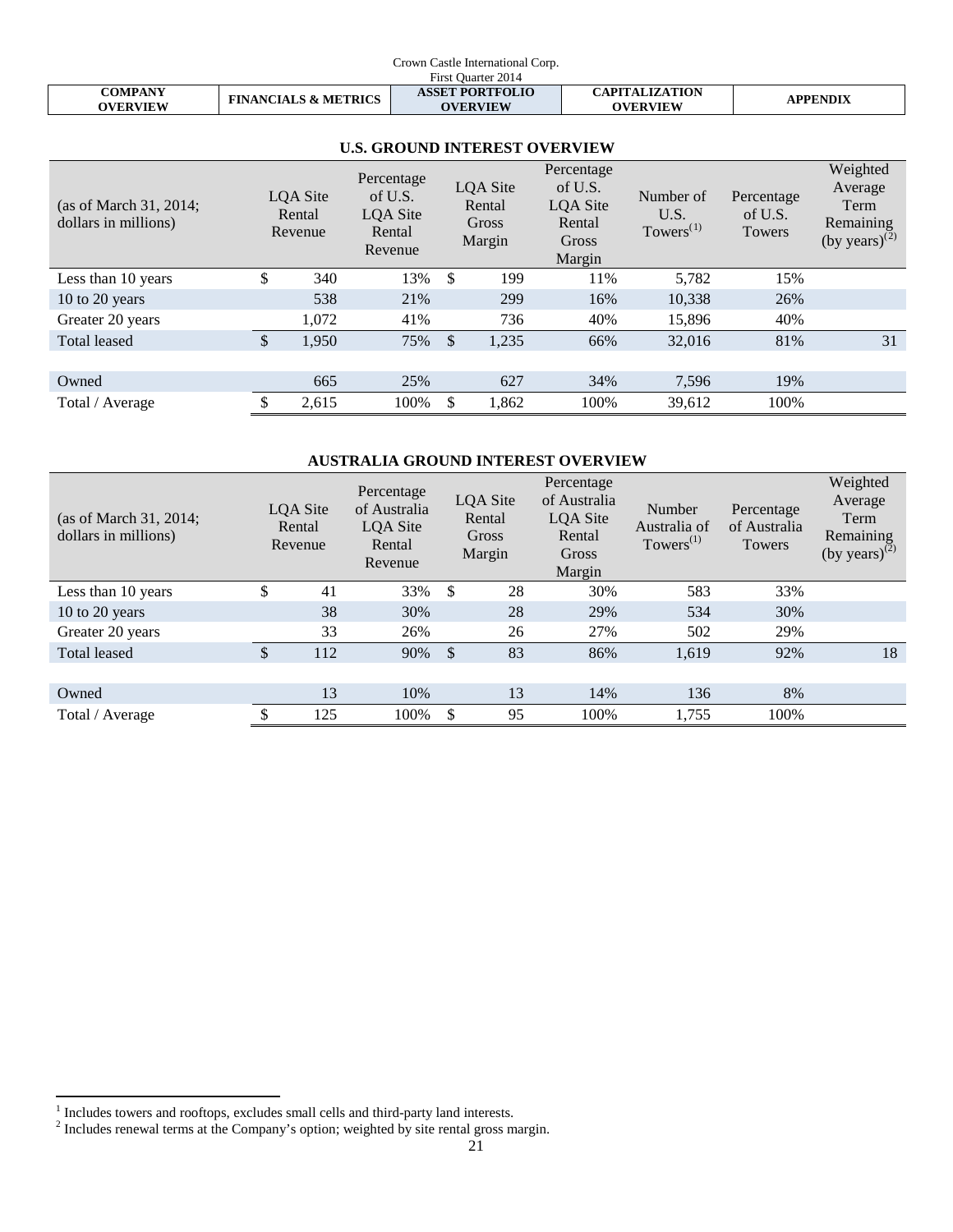## U.S. GROUND INTEREST OVERVIEW

| (as of March 31, 2014; dollars in millions) | LQA Site Rental Revenue | Percentage of U.S. LQA Site Rental Revenue | LQA Site Rental Gross Margin | Percentage of U.S. LQA Site Rental Gross Margin | Number of U.S. Towers[1] | Percentage of U.S. Towers | Weighted Average Term Remaining (by years)[2] |
|---|---|---|---|---|---|---|---|
| Less than 10 years | $ 340 | 13% | $ 199 | 11% | 5,782 | 15% | |
| 10 to 20 years | 538 | 21% | 299 | 16% | 10,338 | 26% | |
| Greater 20 years | 1,072 | 41% | 736 | 40% | 15,896 | 40% | |
| Total leased | $ 1,950 | 75% | $ 1,235 | 66% | 32,016 | 81% | 31 |
| | | | | | | | |
| Owned | 665 | 25% | 627 | 34% | 7,596 | 19% | |
| Total / Average | $ 2,615 | 100% | $ 1,862 | 100% | 39,612 | 100% | |

## AUSTRALIA GROUND INTEREST OVERVIEW

| (as of March 31, 2014; dollars in millions) | LQA Site Rental Revenue | Percentage of Australia LQA Site Rental Revenue | LQA Site Rental Gross Margin | Percentage of Australia LQA Site Rental Gross Margin | Number Australia of Towers[1] | Percentage of Australia Towers | Weighted Average Term Remaining (by years)[2] |
|---|---|---|---|---|---|---|---|
| Less than 10 years | $ 41 | 33% | $ 28 | 30% | 583 | 33% | |
| 10 to 20 years | 38 | 30% | 28 | 29% | 534 | 30% | |
| Greater 20 years | 33 | 26% | 26 | 27% | 502 | 29% | |
| Total leased | $ 112 | 90% | $ 83 | 86% | 1,619 | 92% | 18 |
| | | | | | | | |
| Owned | 13 | 10% | 13 | 14% | 136 | 8% | |
| Total / Average | $ 125 | 100% | $ 95 | 100% | 1,755 | 100% | |

[1] Includes towers and rooftops, excludes small cells and third-party land interests.

[2] Includes renewal terms at the Company's option; weighted by site rental gross margin.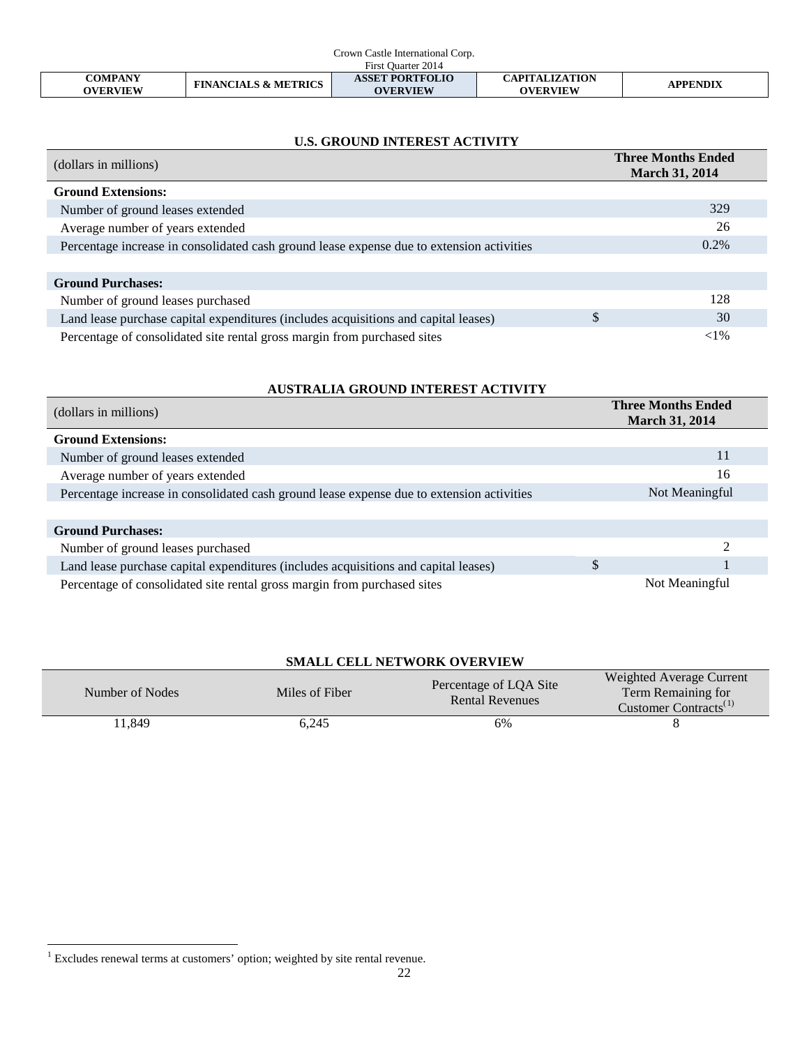## U.S. GROUND INTEREST ACTIVITY

| (dollars in millions) | | Three Months Ended March 31, 2014 |
|---|---|---|
| **Ground Extensions:** | | |
| Number of ground leases extended | | 329 |
| Average number of years extended | | 26 |
| Percentage increase in consolidated cash ground lease expense due to extension activities | | 0.2% |
| | | |
| **Ground Purchases:** | | |
| Number of ground leases purchased | | 128 |
| Land lease purchase capital expenditures (includes acquisitions and capital leases) | $ | 30 |
| Percentage of consolidated site rental gross margin from purchased sites | | <1% |

## AUSTRALIA GROUND INTEREST ACTIVITY

| (dollars in millions) | | Three Months Ended March 31, 2014 |
|---|---|---|
| **Ground Extensions:** | | |
| Number of ground leases extended | | 11 |
| Average number of years extended | | 16 |
| Percentage increase in consolidated cash ground lease expense due to extension activities | | Not Meaningful |
| | | |
| **Ground Purchases:** | | |
| Number of ground leases purchased | | 2 |
| Land lease purchase capital expenditures (includes acquisitions and capital leases) | $ | 1 |
| Percentage of consolidated site rental gross margin from purchased sites | | Not Meaningful |

## SMALL CELL NETWORK OVERVIEW

| Number of Nodes | Miles of Fiber | Percentage of LQA Site Rental Revenues | Weighted Average Current Term Remaining for Customer Contracts[(1)] |
|---|---|---|---|
| 11,849 | 6,245 | 6% | 8 |

[1] Excludes renewal terms at customers' option; weighted by site rental revenue.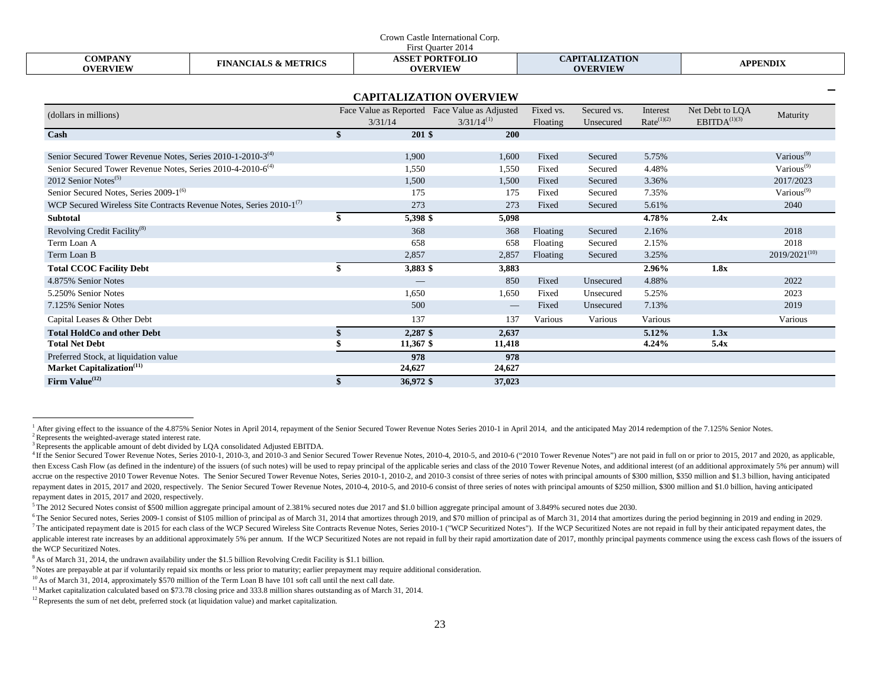## CAPITALIZATION OVERVIEW

| (dollars in millions) | Face Value as Reported 3/31/14 | Face Value as Adjusted 3/31/14[1] | Fixed vs. Floating | Secured vs. Unsecured | Interest Rate[1][2] | Net Debt to LQA EBITDA[1][3] | Maturity |
|---|---|---|---|---|---|---|---|
| **Cash** | **$ 201** | **$ 200** | | | | | |
| Senior Secured Tower Revenue Notes, Series 2010-1-2010-3[4] | 1,900 | 1,600 | Fixed | Secured | 5.75% | | Various[9] |
| Senior Secured Tower Revenue Notes, Series 2010-4-2010-6[4] | 1,550 | 1,550 | Fixed | Secured | 4.48% | | Various[9] |
| 2012 Senior Notes[5] | 1,500 | 1,500 | Fixed | Secured | 3.36% | | 2017/2023 |
| Senior Secured Notes, Series 2009-1[6] | 175 | 175 | Fixed | Secured | 7.35% | | Various[9] |
| WCP Secured Wireless Site Contracts Revenue Notes, Series 2010-1[7] | 273 | 273 | Fixed | Secured | 5.61% | | 2040 |
| **Subtotal** | **$ 5,398** | **$ 5,098** | | | **4.78%** | **2.4x** | |
| Revolving Credit Facility[8] | 368 | 368 | Floating | Secured | 2.16% | | 2018 |
| Term Loan A | 658 | 658 | Floating | Secured | 2.15% | | 2018 |
| Term Loan B | 2,857 | 2,857 | Floating | Secured | 3.25% | | 2019/2021[10] |
| **Total CCOC Facility Debt** | **$ 3,883** | **$ 3,883** | | | **2.96%** | **1.8x** | |
| 4.875% Senior Notes | — | 850 | Fixed | Unsecured | 4.88% | | 2022 |
| 5.250% Senior Notes | 1,650 | 1,650 | Fixed | Unsecured | 5.25% | | 2023 |
| 7.125% Senior Notes | 500 | — | Fixed | Unsecured | 7.13% | | 2019 |
| Capital Leases & Other Debt | 137 | 137 | Various | Various | Various | | Various |
| **Total HoldCo and other Debt** | **$ 2,287** | **$ 2,637** | | | **5.12%** | **1.3x** | |
| **Total Net Debt** | **$ 11,367** | **$ 11,418** | | | **4.24%** | **5.4x** | |
| Preferred Stock, at liquidation value | **978** | **978** | | | | | |
| **Market Capitalization[11]** | **24,627** | **24,627** | | | | | |
| **Firm Value[12]** | **$ 36,972** | **$ 37,023** | | | | | |

[1] After giving effect to the issuance of the 4.875% Senior Notes in April 2014, repayment of the Senior Secured Tower Revenue Notes Series 2010-1 in April 2014, and the anticipated May 2014 redemption of the 7.125% Senior Notes.

[2] Represents the weighted-average stated interest rate.

[3] Represents the applicable amount of debt divided by LQA consolidated Adjusted EBITDA.

[4] If the Senior Secured Tower Revenue Notes, Series 2010-1, 2010-3, and 2010-3 and Senior Secured Tower Revenue Notes, 2010-4, 2010-5, and 2010-6 ("2010 Tower Revenue Notes") are not paid in full on or prior to 2015, 2017 and 2020, as applicable, then Excess Cash Flow (as defined in the indenture) of the issuers (of such notes) will be used to repay principal of the applicable series and class of the 2010 Tower Revenue Notes, and additional interest (of an additional approximately 5% per annum) will accrue on the respective 2010 Tower Revenue Notes. The Senior Secured Tower Revenue Notes, Series 2010-1, 2010-2, and 2010-3 consist of three series of notes with principal amounts of $300 million, $350 million and $1.3 billion, having anticipated repayment dates in 2015, 2017 and 2020, respectively. The Senior Secured Tower Revenue Notes, 2010-4, 2010-5, and 2010-6 consist of three series of notes with principal amounts of $250 million, $300 million and $1.0 billion, having anticipated repayment dates in 2015, 2017 and 2020, respectively.

[5] The 2012 Secured Notes consist of $500 million aggregate principal amount of 2.381% secured notes due 2017 and $1.0 billion aggregate principal amount of 3.849% secured notes due 2030.

[6] The Senior Secured notes, Series 2009-1 consist of $105 million of principal as of March 31, 2014 that amortizes through 2019, and $70 million of principal as of March 31, 2014 that amortizes during the period beginning in 2019 and ending in 2029.

[7] The anticipated repayment date is 2015 for each class of the WCP Secured Wireless Site Contracts Revenue Notes, Series 2010-1 ("WCP Securitized Notes"). If the WCP Securitized Notes are not repaid in full by their anticipated repayment dates, the applicable interest rate increases by an additional approximately 5% per annum. If the WCP Securitized Notes are not repaid in full by their rapid amortization date of 2017, monthly principal payments commence using the excess cash flows of the issuers of the WCP Securitized Notes.

[8] As of March 31, 2014, the undrawn availability under the $1.5 billion Revolving Credit Facility is $1.1 billion.

[9] Notes are prepayable at par if voluntarily repaid six months or less prior to maturity; earlier prepayment may require additional consideration.

[10] As of March 31, 2014, approximately $570 million of the Term Loan B have 101 soft call until the next call date.

[11] Market capitalization calculated based on $73.78 closing price and 333.8 million shares outstanding as of March 31, 2014.

[12] Represents the sum of net debt, preferred stock (at liquidation value) and market capitalization.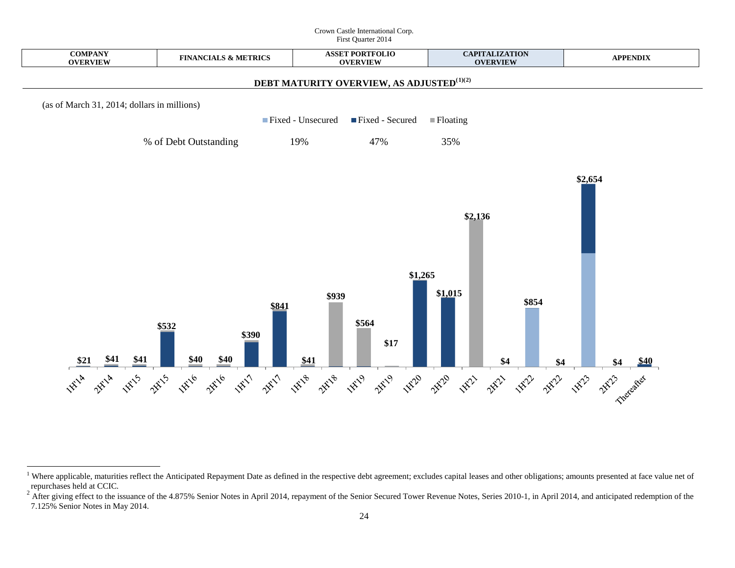## DEBT MATURITY OVERVIEW, AS ADJUSTED[(1)(2)]

(as of March 31, 2014; dollars in millions)

| | Fixed - Unsecured | Fixed - Secured | Floating |
|---|---|---|---|
| % of Debt Outstanding | 19% | 47% | 35% |

| Period | Amount |
|---|---|
| 1H'14 | $21 |
| 2H'14 | $41 |
| 1H'15 | $41 |
| 2H'15 | $532 |
| 1H'16 | $40 |
| 2H'16 | $40 |
| 1H'17 | $390 |
| 2H'17 | $841 |
| 1H'18 | $41 |
| 2H'18 | $939 |
| 1H'19 | $564 |
| 2H'19 | $17 |
| 1H'20 | $1,265 |
| 2H'20 | $1,015 |
| 1H'21 | $2,136 |
| 2H'21 | $4 |
| 1H'22 | $854 |
| 2H'22 | $4 |
| 1H'23 | $2,654 |
| 2H'23 | $4 |
| Thereafter | $40 |

[1] Where applicable, maturities reflect the Anticipated Repayment Date as defined in the respective debt agreement; excludes capital leases and other obligations; amounts presented at face value net of repurchases held at CCIC.

[2] After giving effect to the issuance of the 4.875% Senior Notes in April 2014, repayment of the Senior Secured Tower Revenue Notes, Series 2010-1, in April 2014, and anticipated redemption of the 7.125% Senior Notes in May 2014.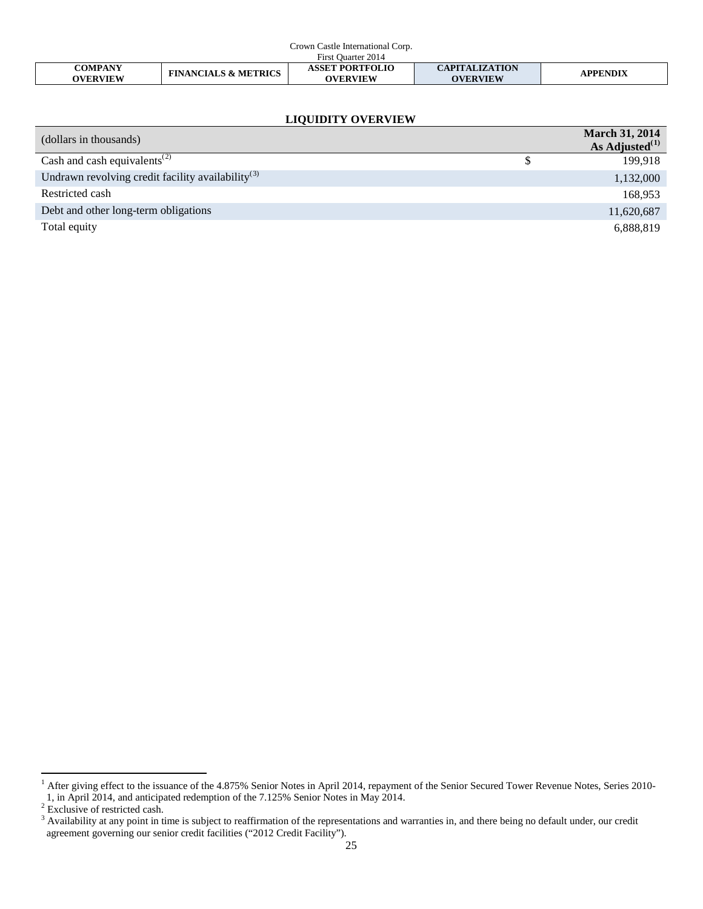## LIQUIDITY OVERVIEW

| (dollars in thousands) | | March 31, 2014 As Adjusted[(1)] |
|---|---|---|
| Cash and cash equivalents[(2)] | $ | 199,918 |
| Undrawn revolving credit facility availability[(3)] | | 1,132,000 |
| Restricted cash | | 168,953 |
| Debt and other long-term obligations | | 11,620,687 |
| Total equity | | 6,888,819 |

[1] After giving effect to the issuance of the 4.875% Senior Notes in April 2014, repayment of the Senior Secured Tower Revenue Notes, Series 2010-1, in April 2014, and anticipated redemption of the 7.125% Senior Notes in May 2014.

[2] Exclusive of restricted cash.

[3] Availability at any point in time is subject to reaffirmation of the representations and warranties in, and there being no default under, our credit agreement governing our senior credit facilities ("2012 Credit Facility").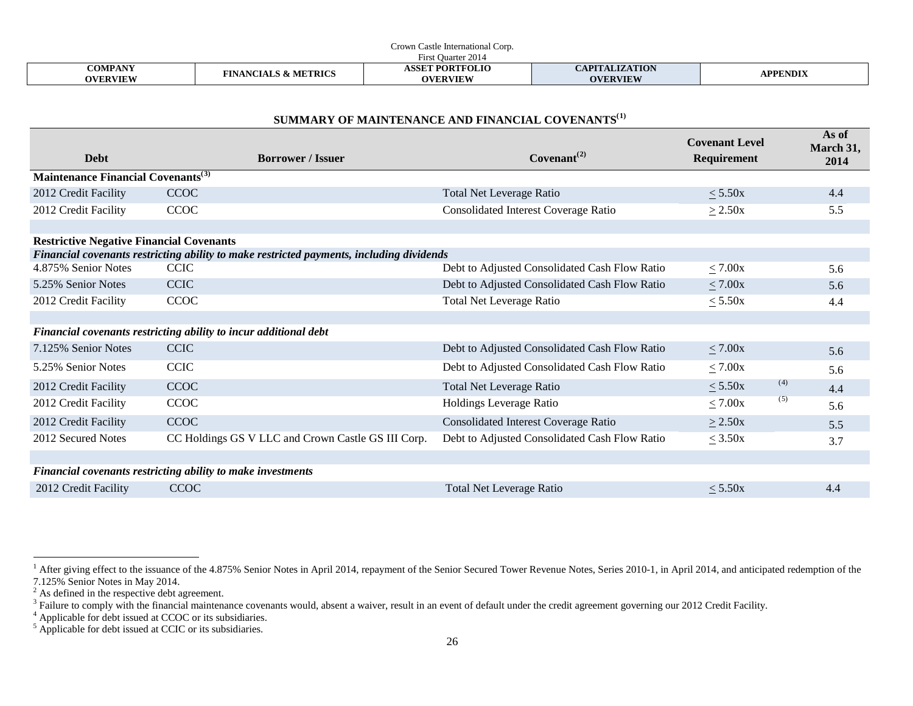## SUMMARY OF MAINTENANCE AND FINANCIAL COVENANTS[1]

| Debt | Borrower / Issuer | Covenant[2] | Covenant Level Requirement | As of March 31, 2014 |
|---|---|---|---|---|
| **Maintenance Financial Covenants[3]** | | | | |
| 2012 Credit Facility | CCOC | Total Net Leverage Ratio | ≤ 5.50x | 4.4 |
| 2012 Credit Facility | CCOC | Consolidated Interest Coverage Ratio | ≥ 2.50x | 5.5 |
| | | | | |
| **Restrictive Negative Financial Covenants** | | | | |
| ***Financial covenants restricting ability to make restricted payments, including dividends*** | | | | |
| 4.875% Senior Notes | CCIC | Debt to Adjusted Consolidated Cash Flow Ratio | ≤ 7.00x | 5.6 |
| 5.25% Senior Notes | CCIC | Debt to Adjusted Consolidated Cash Flow Ratio | ≤ 7.00x | 5.6 |
| 2012 Credit Facility | CCOC | Total Net Leverage Ratio | ≤ 5.50x | 4.4 |
| | | | | |
| ***Financial covenants restricting ability to incur additional debt*** | | | | |
| 7.125% Senior Notes | CCIC | Debt to Adjusted Consolidated Cash Flow Ratio | ≤ 7.00x | 5.6 |
| 5.25% Senior Notes | CCIC | Debt to Adjusted Consolidated Cash Flow Ratio | ≤ 7.00x | 5.6 |
| 2012 Credit Facility | CCOC | Total Net Leverage Ratio | ≤ 5.50x [4] | 4.4 |
| 2012 Credit Facility | CCOC | Holdings Leverage Ratio | ≤ 7.00x [5] | 5.6 |
| 2012 Credit Facility | CCOC | Consolidated Interest Coverage Ratio | ≥ 2.50x | 5.5 |
| 2012 Secured Notes | CC Holdings GS V LLC and Crown Castle GS III Corp. | Debt to Adjusted Consolidated Cash Flow Ratio | ≤ 3.50x | 3.7 |
| | | | | |
| ***Financial covenants restricting ability to make investments*** | | | | |
| 2012 Credit Facility | CCOC | Total Net Leverage Ratio | ≤ 5.50x | 4.4 |

[1] After giving effect to the issuance of the 4.875% Senior Notes in April 2014, repayment of the Senior Secured Tower Revenue Notes, Series 2010-1, in April 2014, and anticipated redemption of the 7.125% Senior Notes in May 2014.
[2] As defined in the respective debt agreement.
[3] Failure to comply with the financial maintenance covenants would, absent a waiver, result in an event of default under the credit agreement governing our 2012 Credit Facility.
[4] Applicable for debt issued at CCOC or its subsidiaries.
[5] Applicable for debt issued at CCIC or its subsidiaries.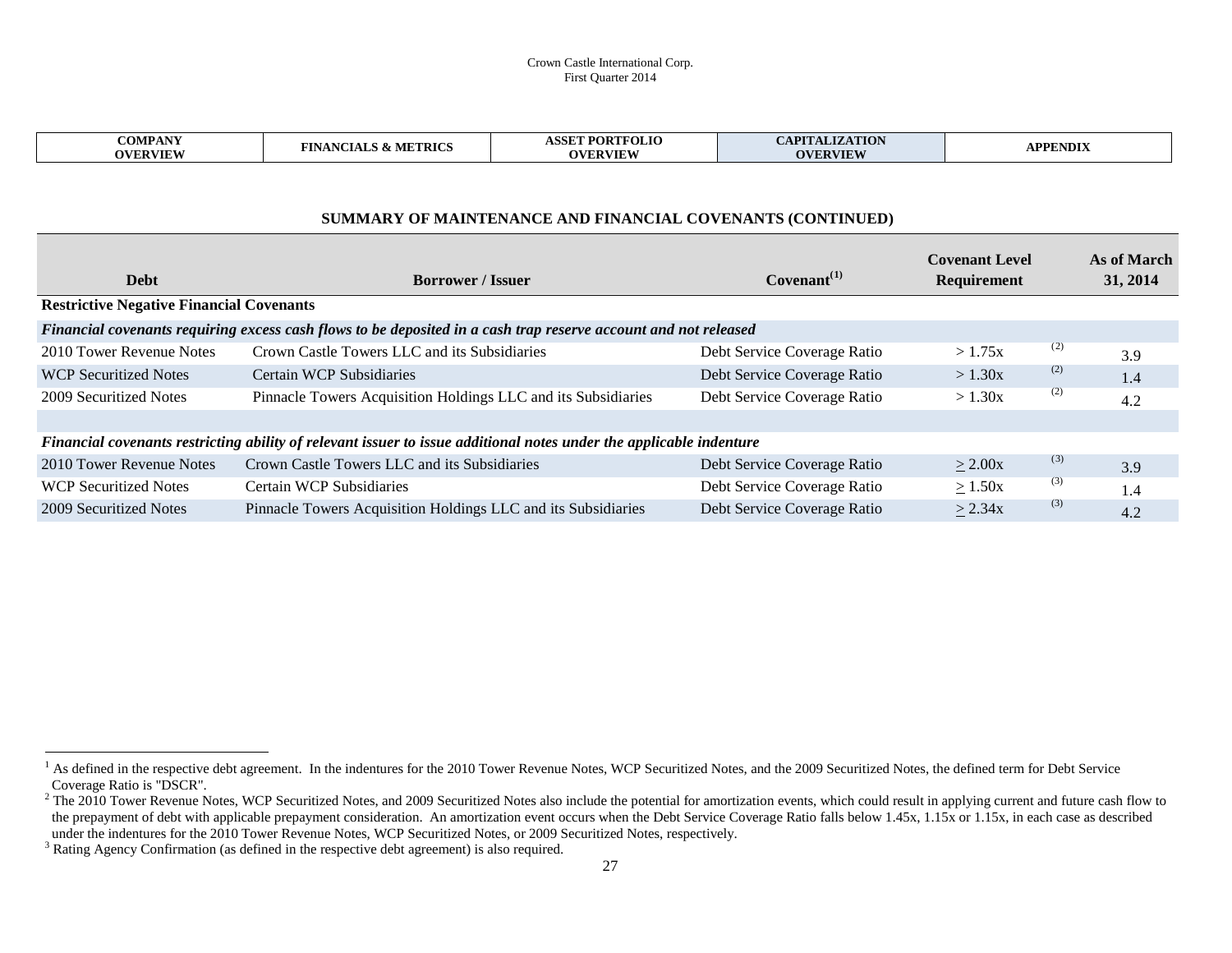## SUMMARY OF MAINTENANCE AND FINANCIAL COVENANTS (CONTINUED)

| Debt | Borrower / Issuer | Covenant[1] | Covenant Level Requirement | As of March 31, 2014 |
|---|---|---|---|---|
| **Restrictive Negative Financial Covenants** | | | | |
| ***Financial covenants requiring excess cash flows to be deposited in a cash trap reserve account and not released*** | | | | |
| 2010 Tower Revenue Notes | Crown Castle Towers LLC and its Subsidiaries | Debt Service Coverage Ratio | > 1.75x [2] | 3.9 |
| WCP Securitized Notes | Certain WCP Subsidiaries | Debt Service Coverage Ratio | > 1.30x [2] | 1.4 |
| 2009 Securitized Notes | Pinnacle Towers Acquisition Holdings LLC and its Subsidiaries | Debt Service Coverage Ratio | > 1.30x [2] | 4.2 |
| ***Financial covenants restricting ability of relevant issuer to issue additional notes under the applicable indenture*** | | | | |
| 2010 Tower Revenue Notes | Crown Castle Towers LLC and its Subsidiaries | Debt Service Coverage Ratio | ≥ 2.00x [3] | 3.9 |
| WCP Securitized Notes | Certain WCP Subsidiaries | Debt Service Coverage Ratio | ≥ 1.50x [3] | 1.4 |
| 2009 Securitized Notes | Pinnacle Towers Acquisition Holdings LLC and its Subsidiaries | Debt Service Coverage Ratio | ≥ 2.34x [3] | 4.2 |

[1] As defined in the respective debt agreement. In the indentures for the 2010 Tower Revenue Notes, WCP Securitized Notes, and the 2009 Securitized Notes, the defined term for Debt Service Coverage Ratio is "DSCR".

[2] The 2010 Tower Revenue Notes, WCP Securitized Notes, and 2009 Securitized Notes also include the potential for amortization events, which could result in applying current and future cash flow to the prepayment of debt with applicable prepayment consideration. An amortization event occurs when the Debt Service Coverage Ratio falls below 1.45x, 1.15x or 1.15x, in each case as described under the indentures for the 2010 Tower Revenue Notes, WCP Securitized Notes, or 2009 Securitized Notes, respectively.

[3] Rating Agency Confirmation (as defined in the respective debt agreement) is also required.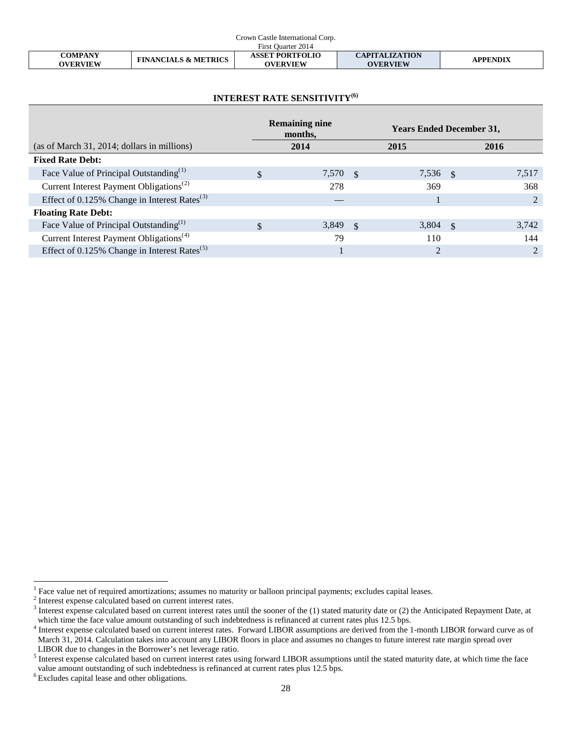## INTEREST RATE SENSITIVITY[6]

| (as of March 31, 2014; dollars in millions) | Remaining nine months, 2014 | Years Ended December 31, 2015 | 2016 |
|---|---|---|---|
| **Fixed Rate Debt:** | | | |
| Face Value of Principal Outstanding[1] | $ 7,570 | $ 7,536 | $ 7,517 |
| Current Interest Payment Obligations[2] | 278 | 369 | 368 |
| Effect of 0.125% Change in Interest Rates[3] | — | 1 | 2 |
| **Floating Rate Debt:** | | | |
| Face Value of Principal Outstanding[1] | $ 3,849 | $ 3,804 | $ 3,742 |
| Current Interest Payment Obligations[4] | 79 | 110 | 144 |
| Effect of 0.125% Change in Interest Rates[5] | 1 | 2 | 2 |

[1] Face value net of required amortizations; assumes no maturity or balloon principal payments; excludes capital leases.

[2] Interest expense calculated based on current interest rates.

[3] Interest expense calculated based on current interest rates until the sooner of the (1) stated maturity date or (2) the Anticipated Repayment Date, at which time the face value amount outstanding of such indebtedness is refinanced at current rates plus 12.5 bps.

[4] Interest expense calculated based on current interest rates. Forward LIBOR assumptions are derived from the 1-month LIBOR forward curve as of March 31, 2014. Calculation takes into account any LIBOR floors in place and assumes no changes to future interest rate margin spread over LIBOR due to changes in the Borrower's net leverage ratio.

[5] Interest expense calculated based on current interest rates using forward LIBOR assumptions until the stated maturity date, at which time the face value amount outstanding of such indebtedness is refinanced at current rates plus 12.5 bps.

[6] Excludes capital lease and other obligations.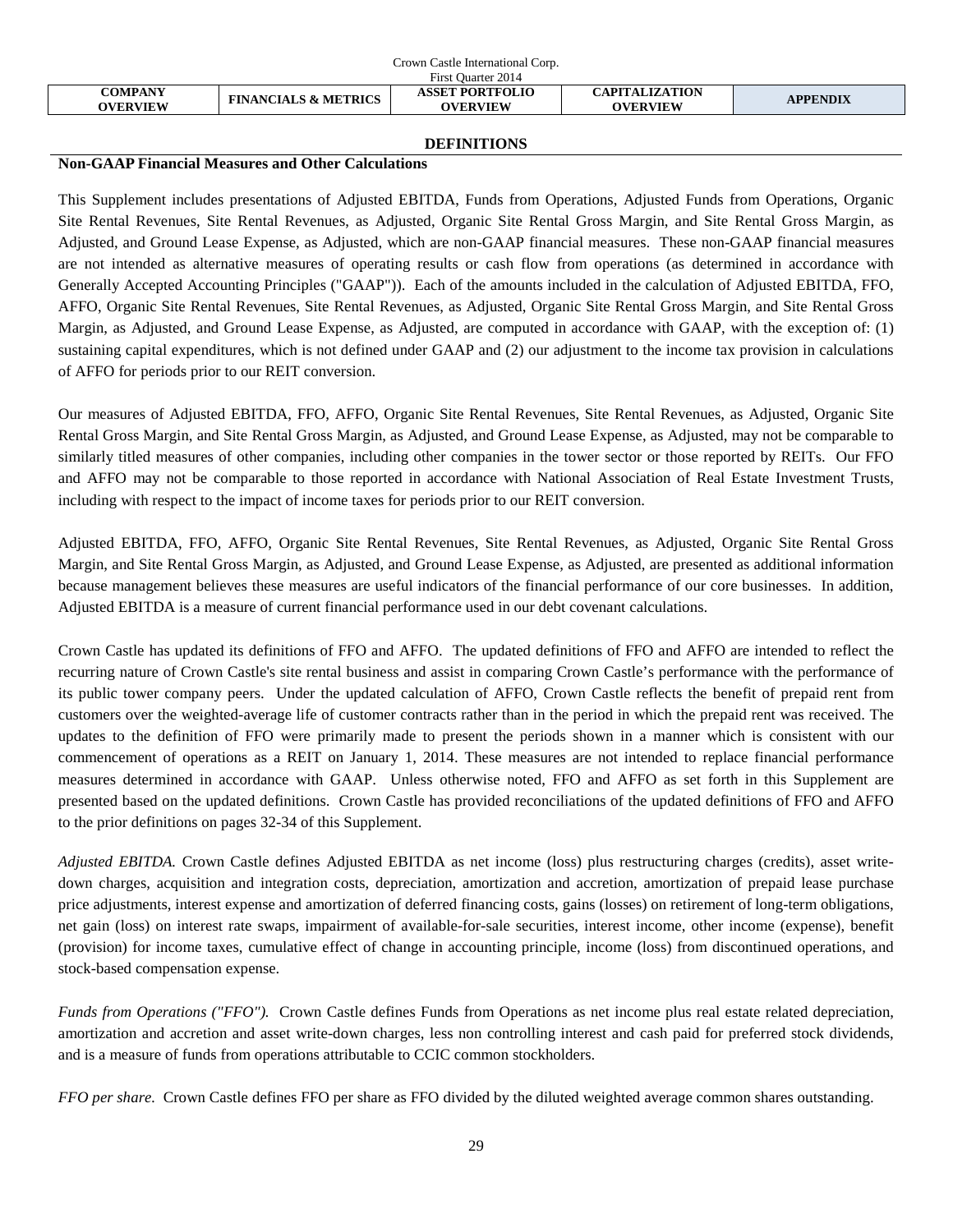## DEFINITIONS

### Non-GAAP Financial Measures and Other Calculations

This Supplement includes presentations of Adjusted EBITDA, Funds from Operations, Adjusted Funds from Operations, Organic Site Rental Revenues, Site Rental Revenues, as Adjusted, Organic Site Rental Gross Margin, and Site Rental Gross Margin, as Adjusted, and Ground Lease Expense, as Adjusted, which are non-GAAP financial measures. These non-GAAP financial measures are not intended as alternative measures of operating results or cash flow from operations (as determined in accordance with Generally Accepted Accounting Principles ("GAAP")). Each of the amounts included in the calculation of Adjusted EBITDA, FFO, AFFO, Organic Site Rental Revenues, Site Rental Revenues, as Adjusted, Organic Site Rental Gross Margin, and Site Rental Gross Margin, as Adjusted, and Ground Lease Expense, as Adjusted, are computed in accordance with GAAP, with the exception of: (1) sustaining capital expenditures, which is not defined under GAAP and (2) our adjustment to the income tax provision in calculations of AFFO for periods prior to our REIT conversion.

Our measures of Adjusted EBITDA, FFO, AFFO, Organic Site Rental Revenues, Site Rental Revenues, as Adjusted, Organic Site Rental Gross Margin, and Site Rental Gross Margin, as Adjusted, and Ground Lease Expense, as Adjusted, may not be comparable to similarly titled measures of other companies, including other companies in the tower sector or those reported by REITs. Our FFO and AFFO may not be comparable to those reported in accordance with National Association of Real Estate Investment Trusts, including with respect to the impact of income taxes for periods prior to our REIT conversion.

Adjusted EBITDA, FFO, AFFO, Organic Site Rental Revenues, Site Rental Revenues, as Adjusted, Organic Site Rental Gross Margin, and Site Rental Gross Margin, as Adjusted, and Ground Lease Expense, as Adjusted, are presented as additional information because management believes these measures are useful indicators of the financial performance of our core businesses. In addition, Adjusted EBITDA is a measure of current financial performance used in our debt covenant calculations.

Crown Castle has updated its definitions of FFO and AFFO. The updated definitions of FFO and AFFO are intended to reflect the recurring nature of Crown Castle's site rental business and assist in comparing Crown Castle's performance with the performance of its public tower company peers. Under the updated calculation of AFFO, Crown Castle reflects the benefit of prepaid rent from customers over the weighted-average life of customer contracts rather than in the period in which the prepaid rent was received. The updates to the definition of FFO were primarily made to present the periods shown in a manner which is consistent with our commencement of operations as a REIT on January 1, 2014. These measures are not intended to replace financial performance measures determined in accordance with GAAP. Unless otherwise noted, FFO and AFFO as set forth in this Supplement are presented based on the updated definitions. Crown Castle has provided reconciliations of the updated definitions of FFO and AFFO to the prior definitions on pages 32-34 of this Supplement.

*Adjusted EBITDA.* Crown Castle defines Adjusted EBITDA as net income (loss) plus restructuring charges (credits), asset write-down charges, acquisition and integration costs, depreciation, amortization and accretion, amortization of prepaid lease purchase price adjustments, interest expense and amortization of deferred financing costs, gains (losses) on retirement of long-term obligations, net gain (loss) on interest rate swaps, impairment of available-for-sale securities, interest income, other income (expense), benefit (provision) for income taxes, cumulative effect of change in accounting principle, income (loss) from discontinued operations, and stock-based compensation expense.

*Funds from Operations ("FFO").* Crown Castle defines Funds from Operations as net income plus real estate related depreciation, amortization and accretion and asset write-down charges, less non controlling interest and cash paid for preferred stock dividends, and is a measure of funds from operations attributable to CCIC common stockholders.

*FFO per share.* Crown Castle defines FFO per share as FFO divided by the diluted weighted average common shares outstanding.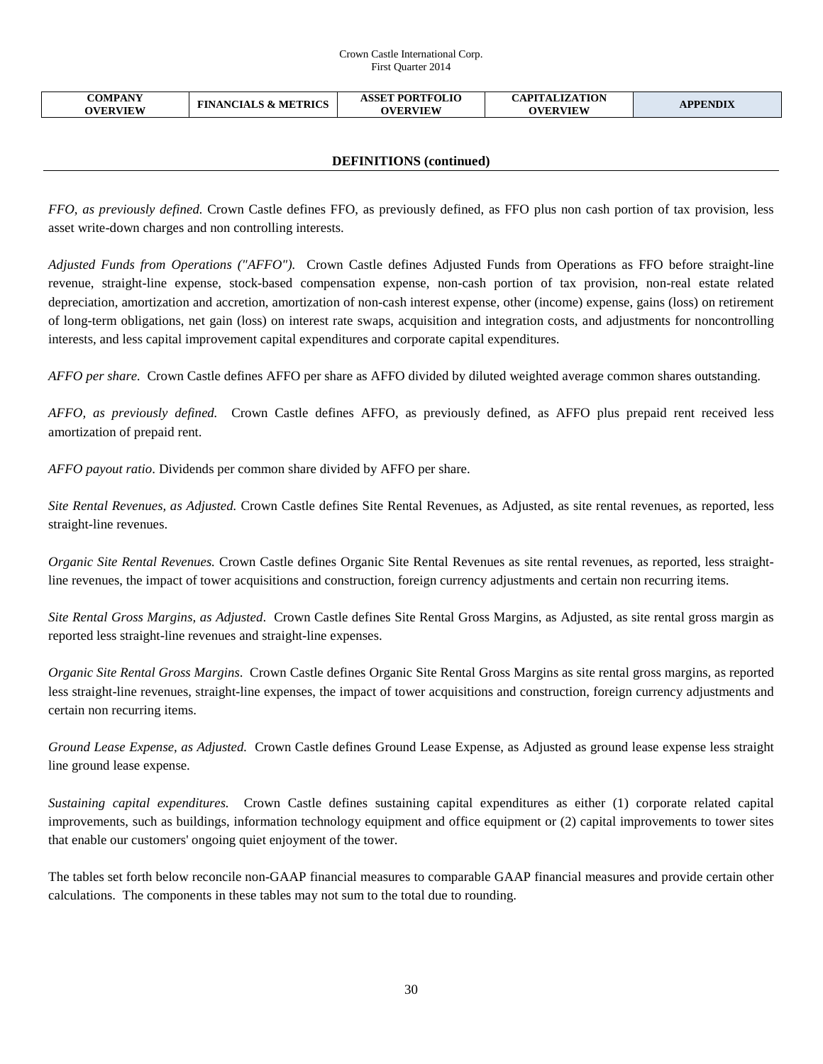## DEFINITIONS (continued)

*FFO, as previously defined.* Crown Castle defines FFO, as previously defined, as FFO plus non cash portion of tax provision, less asset write-down charges and non controlling interests.

*Adjusted Funds from Operations ("AFFO").* Crown Castle defines Adjusted Funds from Operations as FFO before straight-line revenue, straight-line expense, stock-based compensation expense, non-cash portion of tax provision, non-real estate related depreciation, amortization and accretion, amortization of non-cash interest expense, other (income) expense, gains (loss) on retirement of long-term obligations, net gain (loss) on interest rate swaps, acquisition and integration costs, and adjustments for noncontrolling interests, and less capital improvement capital expenditures and corporate capital expenditures.

*AFFO per share.* Crown Castle defines AFFO per share as AFFO divided by diluted weighted average common shares outstanding.

*AFFO, as previously defined.* Crown Castle defines AFFO, as previously defined, as AFFO plus prepaid rent received less amortization of prepaid rent.

*AFFO payout ratio*. Dividends per common share divided by AFFO per share.

*Site Rental Revenues, as Adjusted.* Crown Castle defines Site Rental Revenues, as Adjusted, as site rental revenues, as reported, less straight-line revenues.

*Organic Site Rental Revenues.* Crown Castle defines Organic Site Rental Revenues as site rental revenues, as reported, less straight-line revenues, the impact of tower acquisitions and construction, foreign currency adjustments and certain non recurring items.

*Site Rental Gross Margins, as Adjusted*. Crown Castle defines Site Rental Gross Margins, as Adjusted, as site rental gross margin as reported less straight-line revenues and straight-line expenses.

*Organic Site Rental Gross Margins*. Crown Castle defines Organic Site Rental Gross Margins as site rental gross margins, as reported less straight-line revenues, straight-line expenses, the impact of tower acquisitions and construction, foreign currency adjustments and certain non recurring items.

*Ground Lease Expense, as Adjusted.* Crown Castle defines Ground Lease Expense, as Adjusted as ground lease expense less straight line ground lease expense.

*Sustaining capital expenditures.* Crown Castle defines sustaining capital expenditures as either (1) corporate related capital improvements, such as buildings, information technology equipment and office equipment or (2) capital improvements to tower sites that enable our customers' ongoing quiet enjoyment of the tower.

The tables set forth below reconcile non-GAAP financial measures to comparable GAAP financial measures and provide certain other calculations. The components in these tables may not sum to the total due to rounding.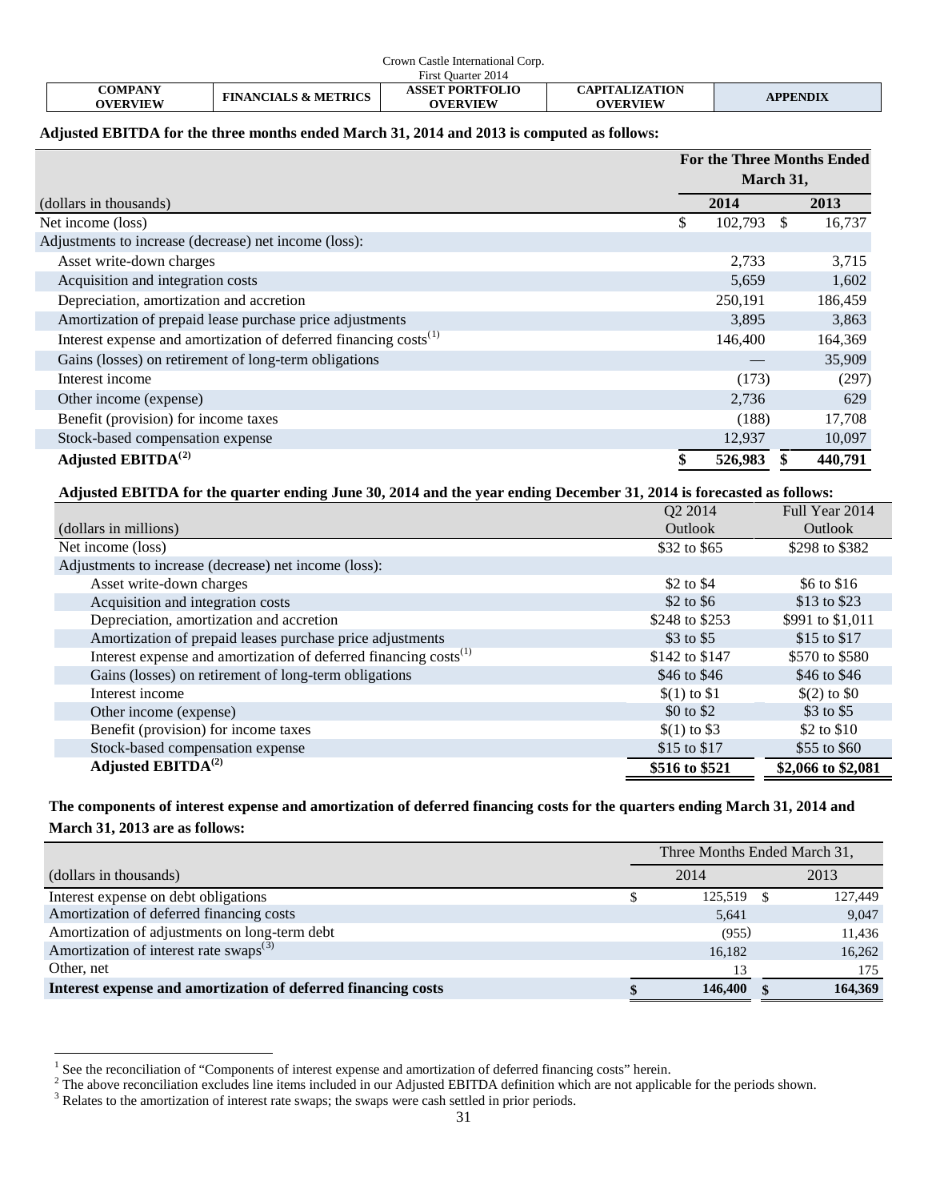**Adjusted EBITDA for the three months ended March 31, 2014 and 2013 is computed as follows:**

| (dollars in thousands) | For the Three Months Ended March 31, 2014 | 2013 |
|---|---|---|
| Net income (loss) | $ 102,793 | $ 16,737 |
| Adjustments to increase (decrease) net income (loss): | | |
| Asset write-down charges | 2,733 | 3,715 |
| Acquisition and integration costs | 5,659 | 1,602 |
| Depreciation, amortization and accretion | 250,191 | 186,459 |
| Amortization of prepaid lease purchase price adjustments | 3,895 | 3,863 |
| Interest expense and amortization of deferred financing costs[1] | 146,400 | 164,369 |
| Gains (losses) on retirement of long-term obligations | — | 35,909 |
| Interest income | (173) | (297) |
| Other income (expense) | 2,736 | 629 |
| Benefit (provision) for income taxes | (188) | 17,708 |
| Stock-based compensation expense | 12,937 | 10,097 |
| **Adjusted EBITDA[2]** | **$ 526,983** | **$ 440,791** |

**Adjusted EBITDA for the quarter ending June 30, 2014 and the year ending December 31, 2014 is forecasted as follows:**

| (dollars in millions) | Q2 2014 Outlook | Full Year 2014 Outlook |
|---|---|---|
| Net income (loss) | \$32 to \$65 | \$298 to \$382 |
| Adjustments to increase (decrease) net income (loss): | | |
| Asset write-down charges | \$2 to \$4 | \$6 to \$16 |
| Acquisition and integration costs | \$2 to \$6 | \$13 to \$23 |
| Depreciation, amortization and accretion | \$248 to \$253 | \$991 to \$1,011 |
| Amortization of prepaid leases purchase price adjustments | \$3 to \$5 | \$15 to \$17 |
| Interest expense and amortization of deferred financing costs[1] | \$142 to \$147 | \$570 to \$580 |
| Gains (losses) on retirement of long-term obligations | \$46 to \$46 | \$46 to \$46 |
| Interest income | \$(1) to \$1 | \$(2) to \$0 |
| Other income (expense) | \$0 to \$2 | \$3 to \$5 |
| Benefit (provision) for income taxes | \$(1) to \$3 | \$2 to \$10 |
| Stock-based compensation expense | \$15 to \$17 | \$55 to \$60 |
| **Adjusted EBITDA[2]** | **\$516 to \$521** | **\$2,066 to \$2,081** |

**The components of interest expense and amortization of deferred financing costs for the quarters ending March 31, 2014 and March 31, 2013 are as follows:**

| (dollars in thousands) | Three Months Ended March 31, 2014 | 2013 |
|---|---|---|
| Interest expense on debt obligations | $ 125,519 | $ 127,449 |
| Amortization of deferred financing costs | 5,641 | 9,047 |
| Amortization of adjustments on long-term debt | (955) | 11,436 |
| Amortization of interest rate swaps[3] | 16,182 | 16,262 |
| Other, net | 13 | 175 |
| **Interest expense and amortization of deferred financing costs** | **$ 146,400** | **$ 164,369** |

[1] See the reconciliation of "Components of interest expense and amortization of deferred financing costs" herein.
[2] The above reconciliation excludes line items included in our Adjusted EBITDA definition which are not applicable for the periods shown.
[3] Relates to the amortization of interest rate swaps; the swaps were cash settled in prior periods.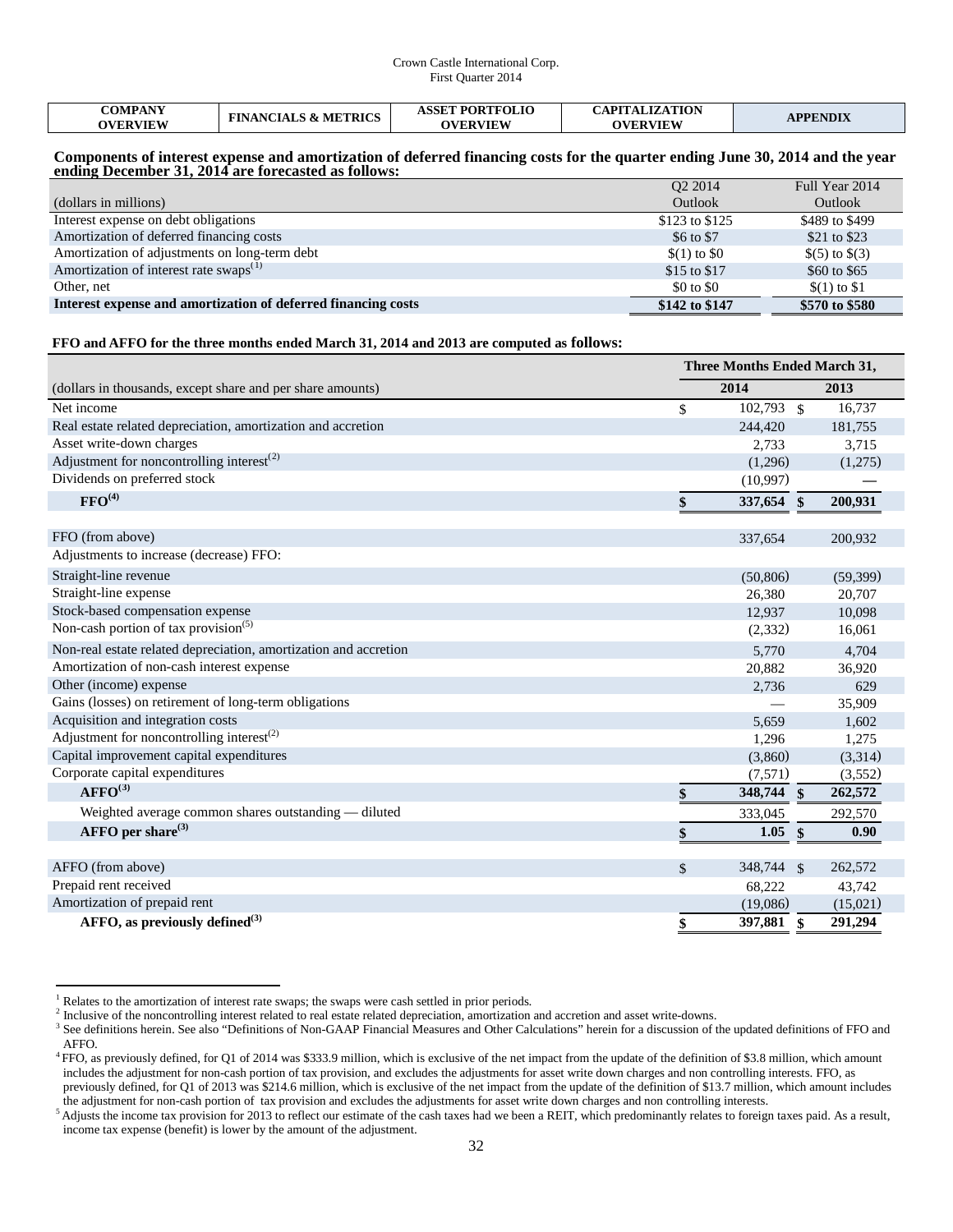**Components of interest expense and amortization of deferred financing costs for the quarter ending June 30, 2014 and the year ending December 31, 2014 are forecasted as follows:**

| (dollars in millions) | Q2 2014 Outlook | Full Year 2014 Outlook |
|---|---|---|
| Interest expense on debt obligations | \$123 to \$125 | \$489 to \$499 |
| Amortization of deferred financing costs | \$6 to \$7 | \$21 to \$23 |
| Amortization of adjustments on long-term debt | \$(1) to \$0 | \$(5) to \$(3) |
| Amortization of interest rate swaps[1] | \$15 to \$17 | \$60 to \$65 |
| Other, net | \$0 to \$0 | \$(1) to \$1 |
| **Interest expense and amortization of deferred financing costs** | **\$142 to \$147** | **\$570 to \$580** |

**FFO and AFFO for the three months ended March 31, 2014 and 2013 are computed as follows:**

| | Three Months Ended March 31, | |
|---|---|---|
| (dollars in thousands, except share and per share amounts) | 2014 | 2013 |
| Net income | \$ 102,793 | \$ 16,737 |
| Real estate related depreciation, amortization and accretion | 244,420 | 181,755 |
| Asset write-down charges | 2,733 | 3,715 |
| Adjustment for noncontrolling interest[2] | (1,296) | (1,275) |
| Dividends on preferred stock | (10,997) | — |
| **FFO[4]** | **\$ 337,654** | **\$ 200,931** |
| | | |
| FFO (from above) | 337,654 | 200,932 |
| Adjustments to increase (decrease) FFO: | | |
| Straight-line revenue | (50,806) | (59,399) |
| Straight-line expense | 26,380 | 20,707 |
| Stock-based compensation expense | 12,937 | 10,098 |
| Non-cash portion of tax provision[5] | (2,332) | 16,061 |
| Non-real estate related depreciation, amortization and accretion | 5,770 | 4,704 |
| Amortization of non-cash interest expense | 20,882 | 36,920 |
| Other (income) expense | 2,736 | 629 |
| Gains (losses) on retirement of long-term obligations | — | 35,909 |
| Acquisition and integration costs | 5,659 | 1,602 |
| Adjustment for noncontrolling interest[2] | 1,296 | 1,275 |
| Capital improvement capital expenditures | (3,860) | (3,314) |
| Corporate capital expenditures | (7,571) | (3,552) |
| **AFFO[3]** | **\$ 348,744** | **\$ 262,572** |
| Weighted average common shares outstanding — diluted | 333,045 | 292,570 |
| **AFFO per share[3]** | **\$ 1.05** | **\$ 0.90** |
| | | |
| AFFO (from above) | \$ 348,744 | \$ 262,572 |
| Prepaid rent received | 68,222 | 43,742 |
| Amortization of prepaid rent | (19,086) | (15,021) |
| **AFFO, as previously defined[3]** | **\$ 397,881** | **\$ 291,294** |

[1] Relates to the amortization of interest rate swaps; the swaps were cash settled in prior periods.

[2] Inclusive of the noncontrolling interest related to real estate related depreciation, amortization and accretion and asset write-downs.

[3] See definitions herein. See also "Definitions of Non-GAAP Financial Measures and Other Calculations" herein for a discussion of the updated definitions of FFO and AFFO.

[4] FFO, as previously defined, for Q1 of 2014 was \$333.9 million, which is exclusive of the net impact from the update of the definition of \$3.8 million, which amount includes the adjustment for non-cash portion of tax provision, and excludes the adjustments for asset write down charges and non controlling interests. FFO, as previously defined, for Q1 of 2013 was \$214.6 million, which is exclusive of the net impact from the update of the definition of \$13.7 million, which amount includes the adjustment for non-cash portion of tax provision and excludes the adjustments for asset write down charges and non controlling interests.

[5] Adjusts the income tax provision for 2013 to reflect our estimate of the cash taxes had we been a REIT, which predominantly relates to foreign taxes paid. As a result, income tax expense (benefit) is lower by the amount of the adjustment.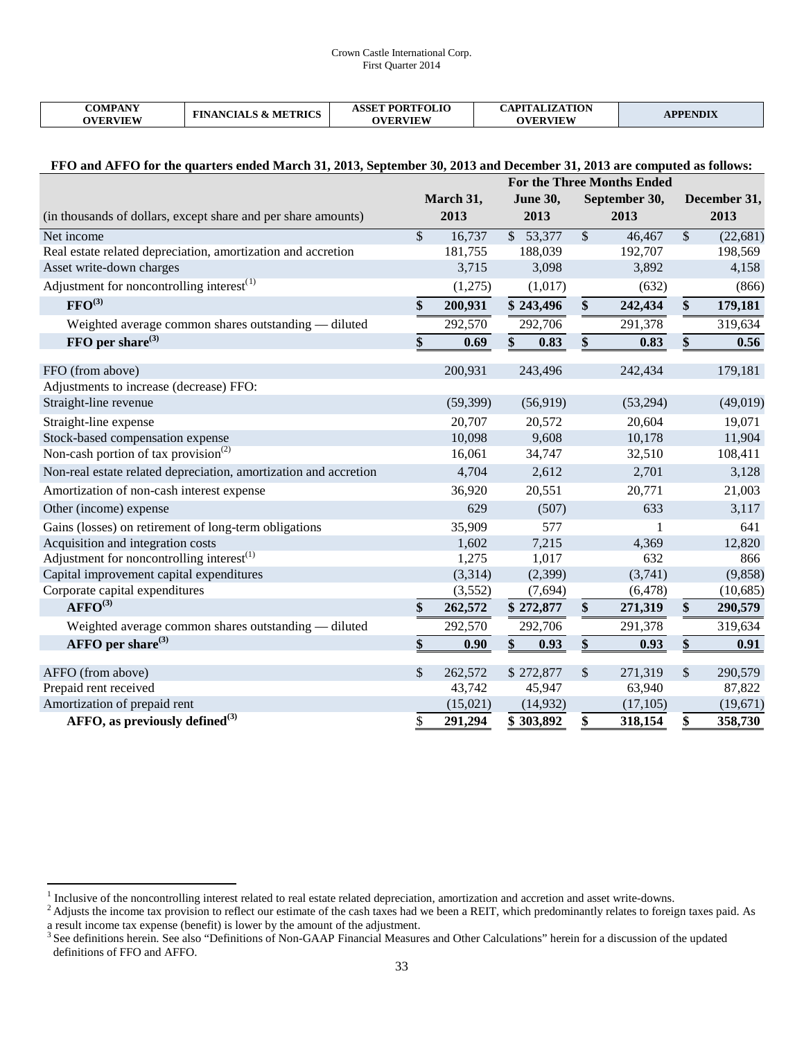| COMPANY OVERVIEW | FINANCIALS & METRICS | ASSET PORTFOLIO OVERVIEW | CAPITALIZATION OVERVIEW | APPENDIX |
|---|---|---|---|---|

**FFO and AFFO for the quarters ended March 31, 2013, September 30, 2013 and December 31, 2013 are computed as follows:**

| (in thousands of dollars, except share and per share amounts) | For the Three Months Ended March 31, 2013 | June 30, 2013 | September 30, 2013 | December 31, 2013 |
|---|---|---|---|---|
| Net income | $ 16,737 | $ 53,377 | $ 46,467 | $ (22,681) |
| Real estate related depreciation, amortization and accretion | 181,755 | 188,039 | 192,707 | 198,569 |
| Asset write-down charges | 3,715 | 3,098 | 3,892 | 4,158 |
| Adjustment for noncontrolling interest[1] | (1,275) | (1,017) | (632) | (866) |
| **FFO[3]** | **$ 200,931** | **$ 243,496** | **$ 242,434** | **$ 179,181** |
| Weighted average common shares outstanding — diluted | 292,570 | 292,706 | 291,378 | 319,634 |
| **FFO per share[3]** | **$ 0.69** | **$ 0.83** | **$ 0.83** | **$ 0.56** |
| | | | | |
| FFO (from above) | 200,931 | 243,496 | 242,434 | 179,181 |
| Adjustments to increase (decrease) FFO: | | | | |
| Straight-line revenue | (59,399) | (56,919) | (53,294) | (49,019) |
| Straight-line expense | 20,707 | 20,572 | 20,604 | 19,071 |
| Stock-based compensation expense | 10,098 | 9,608 | 10,178 | 11,904 |
| Non-cash portion of tax provision[2] | 16,061 | 34,747 | 32,510 | 108,411 |
| Non-real estate related depreciation, amortization and accretion | 4,704 | 2,612 | 2,701 | 3,128 |
| Amortization of non-cash interest expense | 36,920 | 20,551 | 20,771 | 21,003 |
| Other (income) expense | 629 | (507) | 633 | 3,117 |
| Gains (losses) on retirement of long-term obligations | 35,909 | 577 | 1 | 641 |
| Acquisition and integration costs | 1,602 | 7,215 | 4,369 | 12,820 |
| Adjustment for noncontrolling interest[1] | 1,275 | 1,017 | 632 | 866 |
| Capital improvement capital expenditures | (3,314) | (2,399) | (3,741) | (9,858) |
| Corporate capital expenditures | (3,552) | (7,694) | (6,478) | (10,685) |
| **AFFO[3]** | **$ 262,572** | **$ 272,877** | **$ 271,319** | **$ 290,579** |
| Weighted average common shares outstanding — diluted | 292,570 | 292,706 | 291,378 | 319,634 |
| **AFFO per share[3]** | **$ 0.90** | **$ 0.93** | **$ 0.93** | **$ 0.91** |
| | | | | |
| AFFO (from above) | $ 262,572 | $ 272,877 | $ 271,319 | $ 290,579 |
| Prepaid rent received | 43,742 | 45,947 | 63,940 | 87,822 |
| Amortization of prepaid rent | (15,021) | (14,932) | (17,105) | (19,671) |
| **AFFO, as previously defined[3]** | **$ 291,294** | **$ 303,892** | **$ 318,154** | **$ 358,730** |

[1] Inclusive of the noncontrolling interest related to real estate related depreciation, amortization and accretion and asset write-downs.

[2] Adjusts the income tax provision to reflect our estimate of the cash taxes had we been a REIT, which predominantly relates to foreign taxes paid. As a result income tax expense (benefit) is lower by the amount of the adjustment.

[3] See definitions herein. See also "Definitions of Non-GAAP Financial Measures and Other Calculations" herein for a discussion of the updated definitions of FFO and AFFO.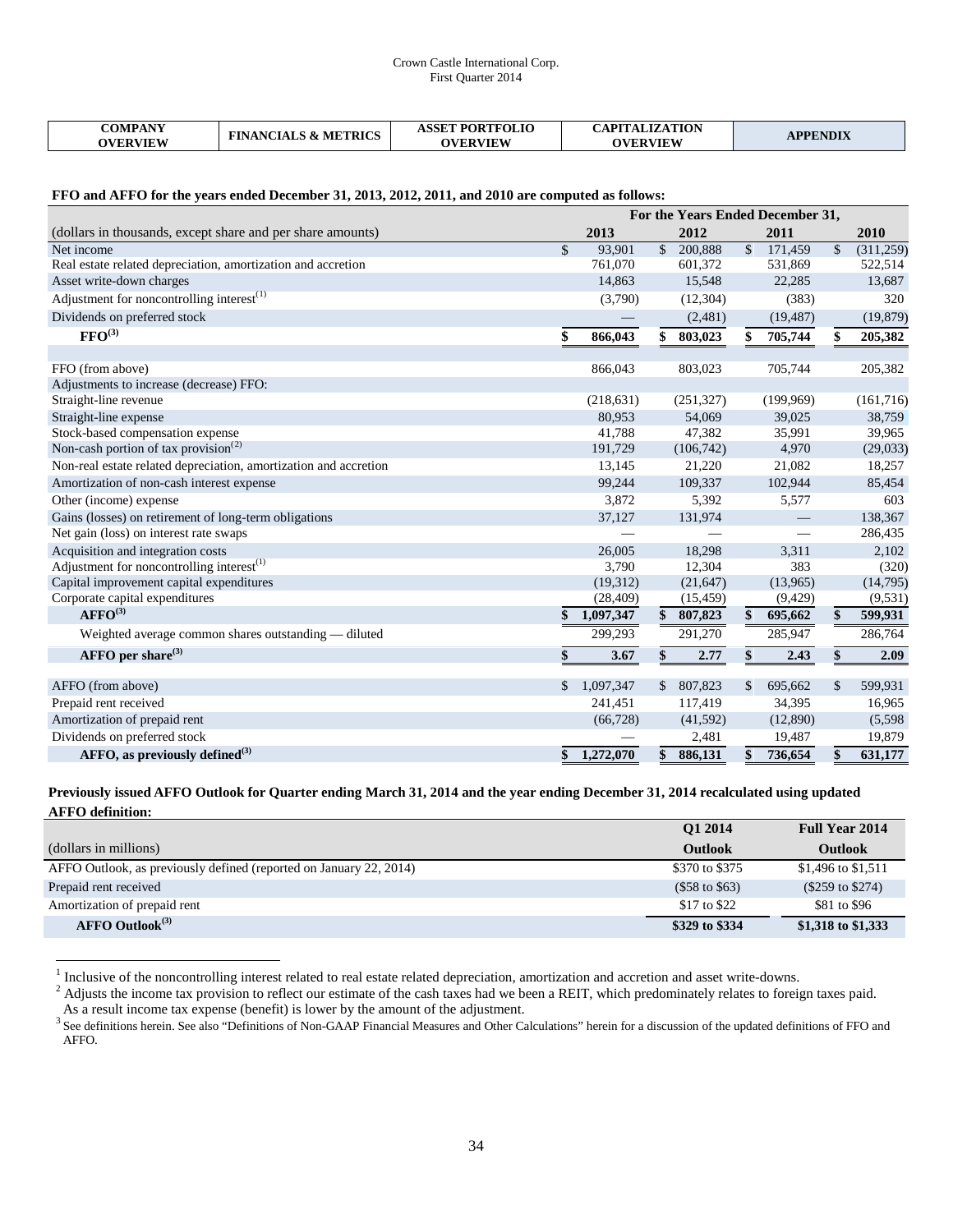| COMPANY OVERVIEW | FINANCIALS & METRICS | ASSET PORTFOLIO OVERVIEW | CAPITALIZATION OVERVIEW | APPENDIX |
|---|---|---|---|---|

**FFO and AFFO for the years ended December 31, 2013, 2012, 2011, and 2010 are computed as follows:**

| | For the Years Ended December 31, | | | |
|---|---|---|---|---|
| (dollars in thousands, except share and per share amounts) | 2013 | 2012 | 2011 | 2010 |
| Net income | $ 93,901 | $ 200,888 | $ 171,459 | $ (311,259) |
| Real estate related depreciation, amortization and accretion | 761,070 | 601,372 | 531,869 | 522,514 |
| Asset write-down charges | 14,863 | 15,548 | 22,285 | 13,687 |
| Adjustment for noncontrolling interest[1] | (3,790) | (12,304) | (383) | 320 |
| Dividends on preferred stock | — | (2,481) | (19,487) | (19,879) |
| **FFO[3]** | **$ 866,043** | **$ 803,023** | **$ 705,744** | **$ 205,382** |
| | | | | |
| FFO (from above) | 866,043 | 803,023 | 705,744 | 205,382 |
| Adjustments to increase (decrease) FFO: | | | | |
| Straight-line revenue | (218,631) | (251,327) | (199,969) | (161,716) |
| Straight-line expense | 80,953 | 54,069 | 39,025 | 38,759 |
| Stock-based compensation expense | 41,788 | 47,382 | 35,991 | 39,965 |
| Non-cash portion of tax provision[2] | 191,729 | (106,742) | 4,970 | (29,033) |
| Non-real estate related depreciation, amortization and accretion | 13,145 | 21,220 | 21,082 | 18,257 |
| Amortization of non-cash interest expense | 99,244 | 109,337 | 102,944 | 85,454 |
| Other (income) expense | 3,872 | 5,392 | 5,577 | 603 |
| Gains (losses) on retirement of long-term obligations | 37,127 | 131,974 | — | 138,367 |
| Net gain (loss) on interest rate swaps | — | — | — | 286,435 |
| Acquisition and integration costs | 26,005 | 18,298 | 3,311 | 2,102 |
| Adjustment for noncontrolling interest[1] | 3,790 | 12,304 | 383 | (320) |
| Capital improvement capital expenditures | (19,312) | (21,647) | (13,965) | (14,795) |
| Corporate capital expenditures | (28,409) | (15,459) | (9,429) | (9,531) |
| **AFFO[3]** | **$ 1,097,347** | **$ 807,823** | **$ 695,662** | **$ 599,931** |
| Weighted average common shares outstanding — diluted | 299,293 | 291,270 | 285,947 | 286,764 |
| **AFFO per share[3]** | **$ 3.67** | **$ 2.77** | **$ 2.43** | **$ 2.09** |
| | | | | |
| AFFO (from above) | $ 1,097,347 | $ 807,823 | $ 695,662 | $ 599,931 |
| Prepaid rent received | 241,451 | 117,419 | 34,395 | 16,965 |
| Amortization of prepaid rent | (66,728) | (41,592) | (12,890) | (5,598 |
| Dividends on preferred stock | — | 2,481 | 19,487 | 19,879 |
| **AFFO, as previously defined[3]** | **$ 1,272,070** | **$ 886,131** | **$ 736,654** | **$ 631,177** |

**Previously issued AFFO Outlook for Quarter ending March 31, 2014 and the year ending December 31, 2014 recalculated using updated AFFO definition:**

| (dollars in millions) | Q1 2014 Outlook | Full Year 2014 Outlook |
|---|---|---|
| AFFO Outlook, as previously defined (reported on January 22, 2014) | $370 to $375 | $1,496 to $1,511 |
| Prepaid rent received | ($58 to $63) | ($259 to $274) |
| Amortization of prepaid rent | $17 to $22 | $81 to $96 |
| **AFFO Outlook[3]** | **$329 to $334** | **$1,318 to $1,333** |

[1] Inclusive of the noncontrolling interest related to real estate related depreciation, amortization and accretion and asset write-downs.

[2] Adjusts the income tax provision to reflect our estimate of the cash taxes had we been a REIT, which predominately relates to foreign taxes paid. As a result income tax expense (benefit) is lower by the amount of the adjustment.

[3] See definitions herein. See also "Definitions of Non-GAAP Financial Measures and Other Calculations" herein for a discussion of the updated definitions of FFO and AFFO.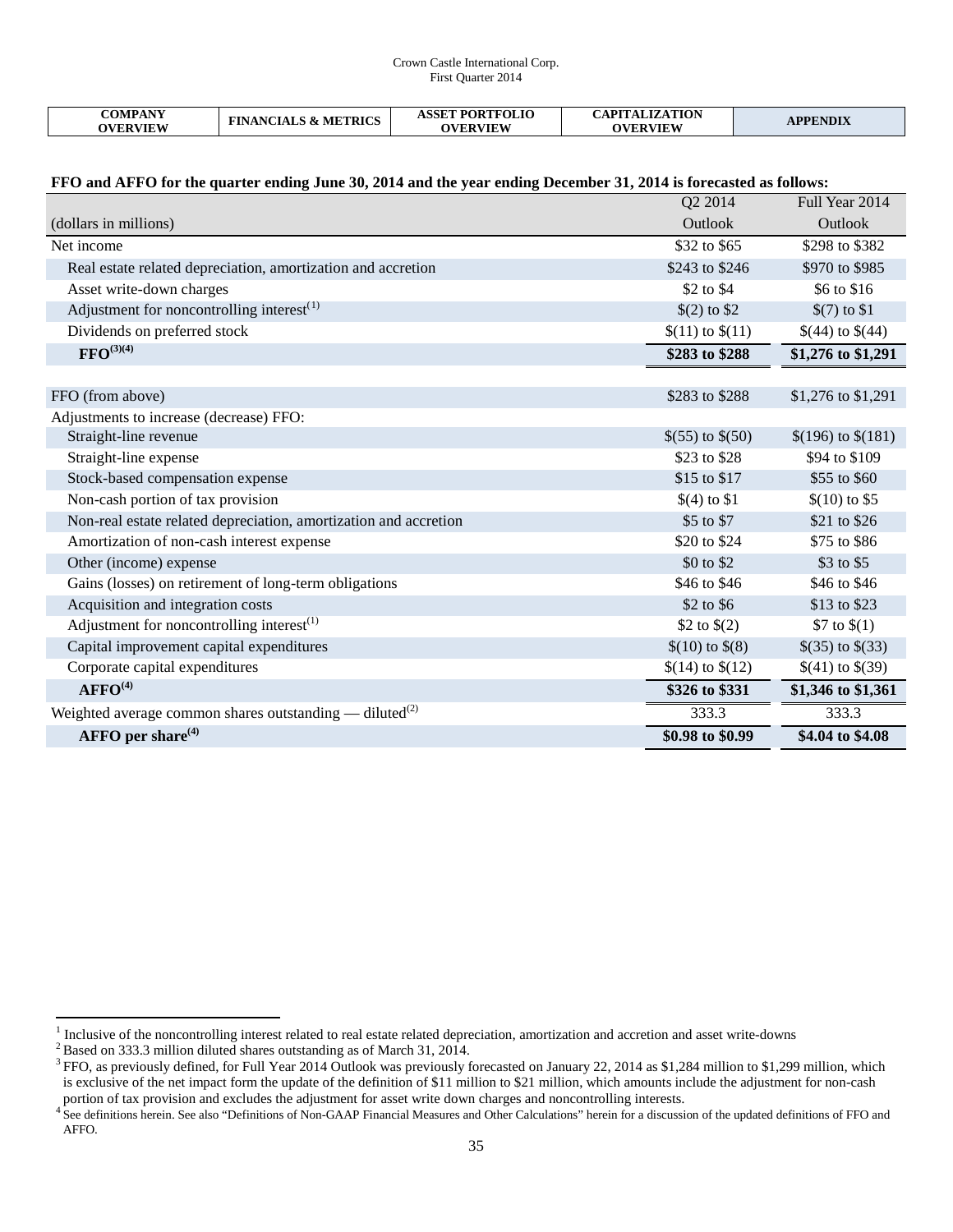**FFO and AFFO for the quarter ending June 30, 2014 and the year ending December 31, 2014 is forecasted as follows:**

| (dollars in millions) | Q2 2014 Outlook | Full Year 2014 Outlook |
|---|---|---|
| Net income | $32 to $65 | $298 to $382 |
| Real estate related depreciation, amortization and accretion | $243 to $246 | $970 to $985 |
| Asset write-down charges | $2 to $4 | $6 to $16 |
| Adjustment for noncontrolling interest[(1)] | $(2) to $2 | $(7) to $1 |
| Dividends on preferred stock | $(11) to $(11) | $(44) to $(44) |
| **FFO[(3)(4)]** | **$283 to $288** | **$1,276 to $1,291** |
| | | |
| FFO (from above) | $283 to $288 | $1,276 to $1,291 |
| Adjustments to increase (decrease) FFO: | | |
| Straight-line revenue | $(55) to $(50) | $(196) to $(181) |
| Straight-line expense | $23 to $28 | $94 to $109 |
| Stock-based compensation expense | $15 to $17 | $55 to $60 |
| Non-cash portion of tax provision | $(4) to $1 | $(10) to $5 |
| Non-real estate related depreciation, amortization and accretion | $5 to $7 | $21 to $26 |
| Amortization of non-cash interest expense | $20 to $24 | $75 to $86 |
| Other (income) expense | $0 to $2 | $3 to $5 |
| Gains (losses) on retirement of long-term obligations | $46 to $46 | $46 to $46 |
| Acquisition and integration costs | $2 to $6 | $13 to $23 |
| Adjustment for noncontrolling interest[(1)] | $2 to $(2) | $7 to $(1) |
| Capital improvement capital expenditures | $(10) to $(8) | $(35) to $(33) |
| Corporate capital expenditures | $(14) to $(12) | $(41) to $(39) |
| **AFFO[(4)]** | **$326 to $331** | **$1,346 to $1,361** |
| Weighted average common shares outstanding — diluted[(2)] | 333.3 | 333.3 |
| **AFFO per share[(4)]** | **$0.98 to $0.99** | **$4.04 to $4.08** |

[1] Inclusive of the noncontrolling interest related to real estate related depreciation, amortization and accretion and asset write-downs

[2] Based on 333.3 million diluted shares outstanding as of March 31, 2014.

[3] FFO, as previously defined, for Full Year 2014 Outlook was previously forecasted on January 22, 2014 as $1,284 million to $1,299 million, which is exclusive of the net impact form the update of the definition of $11 million to $21 million, which amounts include the adjustment for non-cash portion of tax provision and excludes the adjustment for asset write down charges and noncontrolling interests.

[4] See definitions herein. See also "Definitions of Non-GAAP Financial Measures and Other Calculations" herein for a discussion of the updated definitions of FFO and AFFO.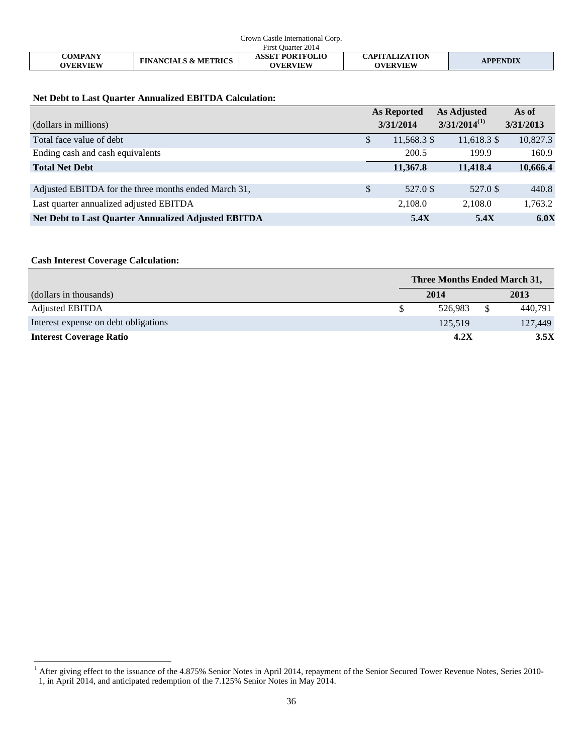### Net Debt to Last Quarter Annualized EBITDA Calculation:

| (dollars in millions) | As Reported 3/31/2014 | As Adjusted 3/31/2014[(1)] | As of 3/31/2013 |
|---|---|---|---|
| Total face value of debt | $ 11,568.3 | $ 11,618.3 | $ 10,827.3 |
| Ending cash and cash equivalents | 200.5 | 199.9 | 160.9 |
| **Total Net Debt** | **11,367.8** | **11,418.4** | **10,666.4** |
| | | | |
| Adjusted EBITDA for the three months ended March 31, | $ 527.0 | $ 527.0 | $ 440.8 |
| Last quarter annualized adjusted EBITDA | 2,108.0 | 2,108.0 | 1,763.2 |
| **Net Debt to Last Quarter Annualized Adjusted EBITDA** | **5.4X** | **5.4X** | **6.0X** |

### Cash Interest Coverage Calculation:

| | Three Months Ended March 31, | |
|---|---|---|
| (dollars in thousands) | 2014 | 2013 |
| Adjusted EBITDA | $ 526,983 | $ 440,791 |
| Interest expense on debt obligations | 125,519 | 127,449 |
| **Interest Coverage Ratio** | **4.2X** | **3.5X** |

[1] After giving effect to the issuance of the 4.875% Senior Notes in April 2014, repayment of the Senior Secured Tower Revenue Notes, Series 2010-1, in April 2014, and anticipated redemption of the 7.125% Senior Notes in May 2014.